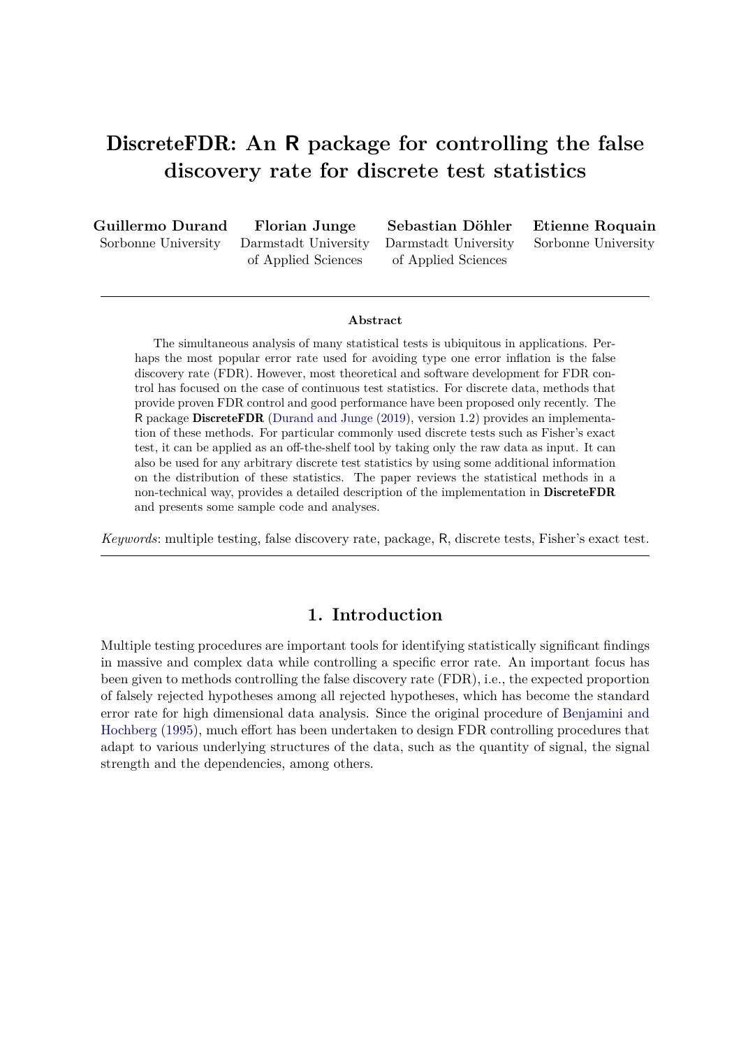# DiscreteFDR: An R package for controlling the false discovery rate for discrete test statistics

**Guillermo Durand**
Sorbonne University

**Florian Junge**
Darmstadt University of Applied Sciences

**Sebastian Döhler**
Darmstadt University of Applied Sciences

**Etienne Roquain**
Sorbonne University

---

**Abstract**

The simultaneous analysis of many statistical tests is ubiquitous in applications. Perhaps the most popular error rate used for avoiding type one error inflation is the false discovery rate (FDR). However, most theoretical and software development for FDR control has focused on the case of continuous test statistics. For discrete data, methods that provide proven FDR control and good performance have been proposed only recently. The R package **DiscreteFDR** (Durand and Junge (2019), version 1.2) provides an implementation of these methods. For particular commonly used discrete tests such as Fisher's exact test, it can be applied as an off-the-shelf tool by taking only the raw data as input. It can also be used for any arbitrary discrete test statistics by using some additional information on the distribution of these statistics. The paper reviews the statistical methods in a non-technical way, provides a detailed description of the implementation in **DiscreteFDR** and presents some sample code and analyses.

*Keywords*: multiple testing, false discovery rate, package, R, discrete tests, Fisher's exact test.

---

## 1. Introduction

Multiple testing procedures are important tools for identifying statistically significant findings in massive and complex data while controlling a specific error rate. An important focus has been given to methods controlling the false discovery rate (FDR), i.e., the expected proportion of falsely rejected hypotheses among all rejected hypotheses, which has become the standard error rate for high dimensional data analysis. Since the original procedure of Benjamini and Hochberg (1995), much effort has been undertaken to design FDR controlling procedures that adapt to various underlying structures of the data, such as the quantity of signal, the signal strength and the dependencies, among others.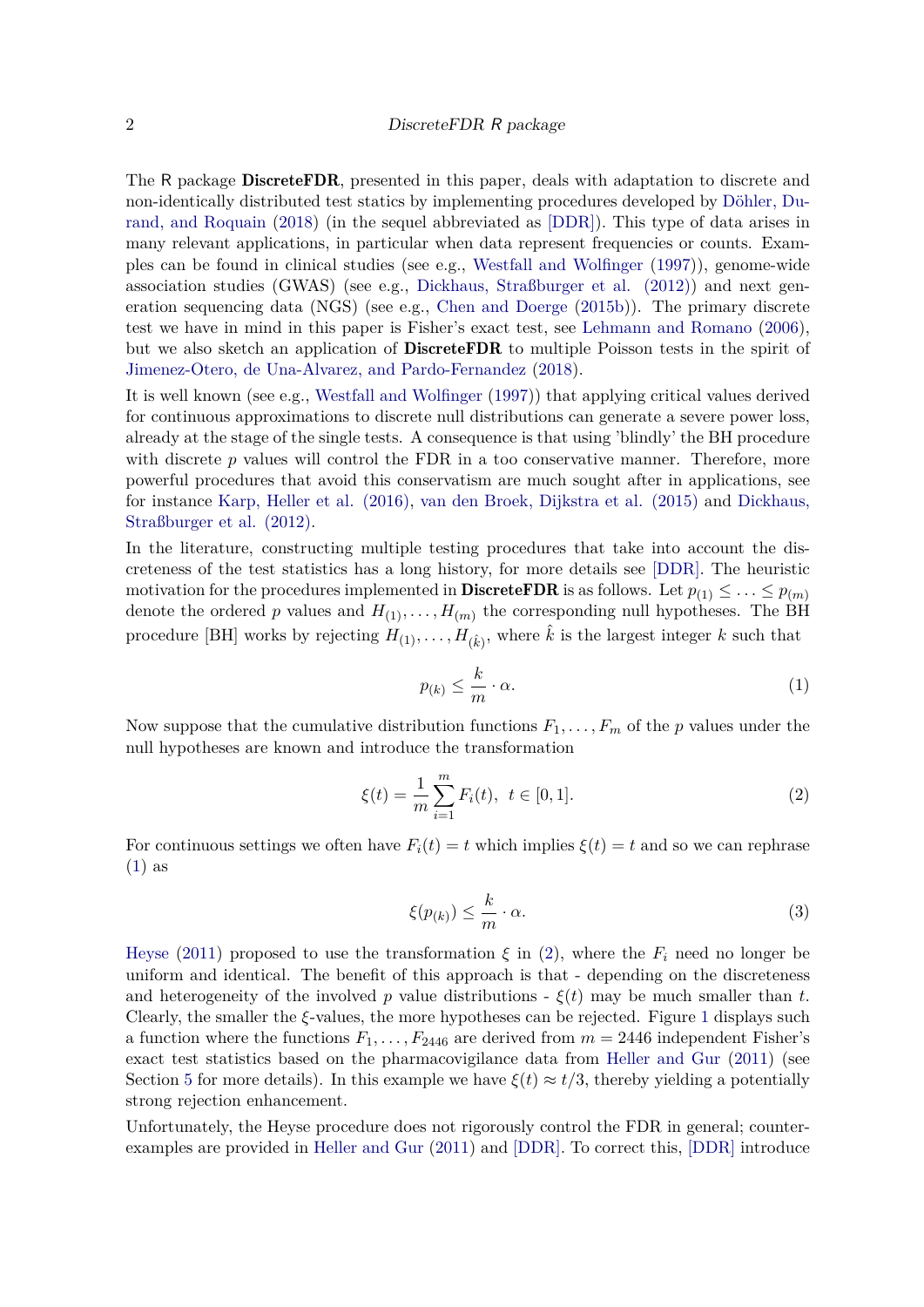The R package **DiscreteFDR**, presented in this paper, deals with adaptation to discrete and non-identically distributed test statics by implementing procedures developed by Döhler, Durand, and Roquain (2018) (in the sequel abbreviated as [DDR]). This type of data arises in many relevant applications, in particular when data represent frequencies or counts. Examples can be found in clinical studies (see e.g., Westfall and Wolfinger (1997)), genome-wide association studies (GWAS) (see e.g., Dickhaus, Straßburger et al. (2012)) and next generation sequencing data (NGS) (see e.g., Chen and Doerge (2015b)). The primary discrete test we have in mind in this paper is Fisher's exact test, see Lehmann and Romano (2006), but we also sketch an application of **DiscreteFDR** to multiple Poisson tests in the spirit of Jimenez-Otero, de Una-Alvarez, and Pardo-Fernandez (2018).

It is well known (see e.g., Westfall and Wolfinger (1997)) that applying critical values derived for continuous approximations to discrete null distributions can generate a severe power loss, already at the stage of the single tests. A consequence is that using 'blindly' the BH procedure with discrete $p$ values will control the FDR in a too conservative manner. Therefore, more powerful procedures that avoid this conservatism are much sought after in applications, see for instance Karp, Heller et al. (2016), van den Broek, Dijkstra et al. (2015) and Dickhaus, Straßburger et al. (2012).

In the literature, constructing multiple testing procedures that take into account the discreteness of the test statistics has a long history, for more details see [DDR]. The heuristic motivation for the procedures implemented in **DiscreteFDR** is as follows. Let $p_{(1)} \leq \ldots \leq p_{(m)}$ denote the ordered $p$ values and $H_{(1)}, \ldots, H_{(m)}$ the corresponding null hypotheses. The BH procedure [BH] works by rejecting $H_{(1)}, \ldots, H_{(\hat{k})}$, where $\hat{k}$ is the largest integer $k$ such that

$$p_{(k)} \leq \frac{k}{m} \cdot \alpha. \tag{1}$$

Now suppose that the cumulative distribution functions $F_1, \ldots, F_m$ of the $p$ values under the null hypotheses are known and introduce the transformation

$$\xi(t) = \frac{1}{m} \sum_{i=1}^{m} F_i(t), \;\; t \in [0, 1]. \tag{2}$$

For continuous settings we often have $F_i(t) = t$ which implies $\xi(t) = t$ and so we can rephrase (1) as

$$\xi(p_{(k)}) \leq \frac{k}{m} \cdot \alpha. \tag{3}$$

Heyse (2011) proposed to use the transformation $\xi$ in (2), where the $F_i$ need no longer be uniform and identical. The benefit of this approach is that - depending on the discreteness and heterogeneity of the involved $p$ value distributions - $\xi(t)$ may be much smaller than $t$. Clearly, the smaller the $\xi$-values, the more hypotheses can be rejected. Figure 1 displays such a function where the functions $F_1, \ldots, F_{2446}$ are derived from $m = 2446$ independent Fisher's exact test statistics based on the pharmacovigilance data from Heller and Gur (2011) (see Section 5 for more details). In this example we have $\xi(t) \approx t/3$, thereby yielding a potentially strong rejection enhancement.

Unfortunately, the Heyse procedure does not rigorously control the FDR in general; counterexamples are provided in Heller and Gur (2011) and [DDR]. To correct this, [DDR] introduce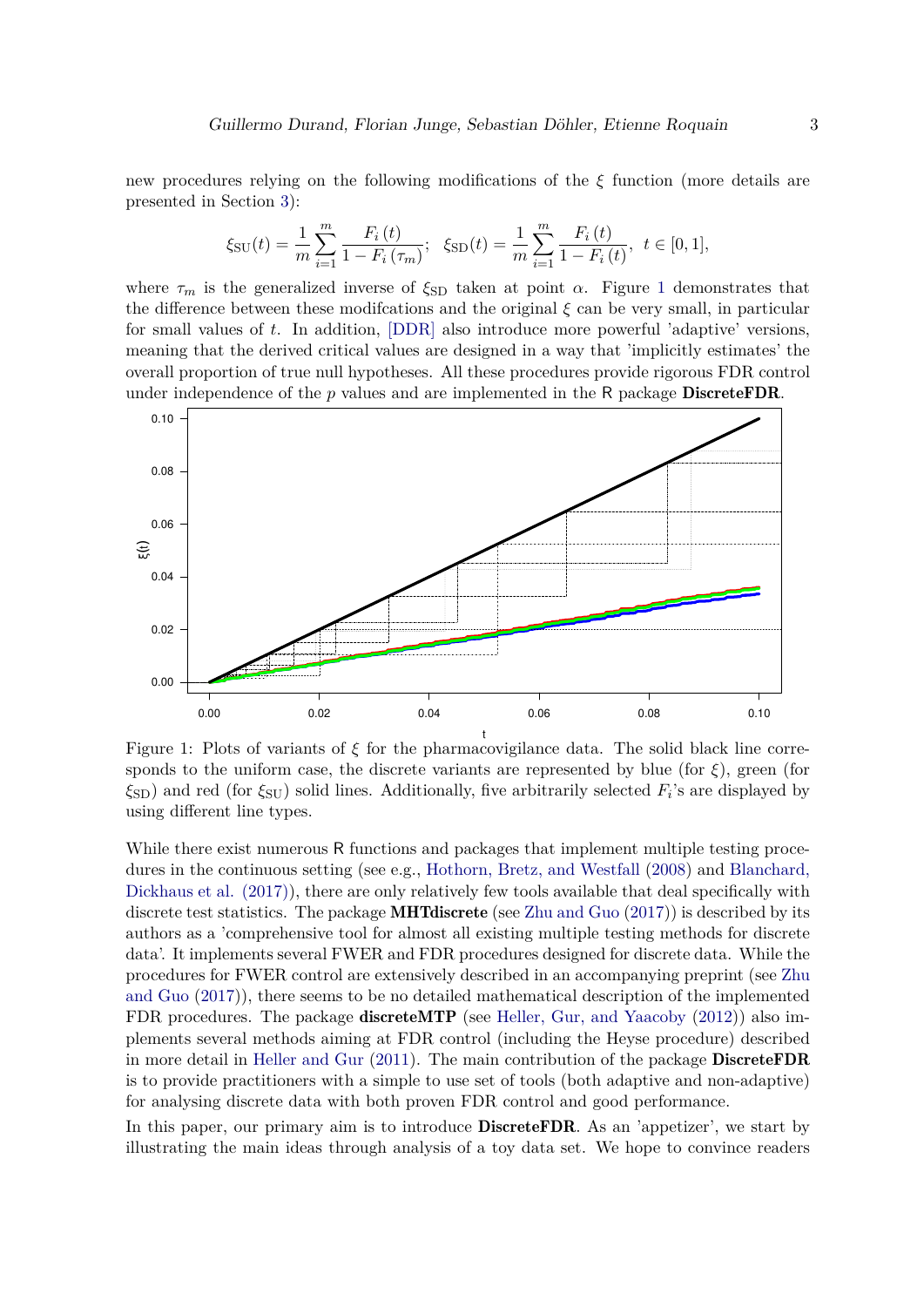new procedures relying on the following modifications of the $\xi$ function (more details are presented in Section 3):

$$\xi_{\mathrm{SU}}(t) = \frac{1}{m}\sum_{i=1}^{m} \frac{F_i(t)}{1-F_i(\tau_m)}; \quad \xi_{\mathrm{SD}}(t) = \frac{1}{m}\sum_{i=1}^{m} \frac{F_i(t)}{1-F_i(t)}, \; t \in [0,1],$$

where $\tau_m$ is the generalized inverse of $\xi_{\mathrm{SD}}$ taken at point $\alpha$. Figure 1 demonstrates that the difference between these modifcations and the original $\xi$ can be very small, in particular for small values of $t$. In addition, [DDR] also introduce more powerful 'adaptive' versions, meaning that the derived critical values are designed in a way that 'implicitly estimates' the overall proportion of true null hypotheses. All these procedures provide rigorous FDR control under independence of the $p$ values and are implemented in the R package **DiscreteFDR**.

Figure 1: Plots of variants of $\xi$ for the pharmacovigilance data. The solid black line corresponds to the uniform case, the discrete variants are represented by blue (for $\xi$), green (for $\xi_{\mathrm{SD}}$) and red (for $\xi_{\mathrm{SU}}$) solid lines. Additionally, five arbitrarily selected $F_i$'s are displayed by using different line types.

While there exist numerous R functions and packages that implement multiple testing procedures in the continuous setting (see e.g., Hothorn, Bretz, and Westfall (2008) and Blanchard, Dickhaus et al. (2017)), there are only relatively few tools available that deal specifically with discrete test statistics. The package **MHTdiscrete** (see Zhu and Guo (2017)) is described by its authors as a 'comprehensive tool for almost all existing multiple testing methods for discrete data'. It implements several FWER and FDR procedures designed for discrete data. While the procedures for FWER control are extensively described in an accompanying preprint (see Zhu and Guo (2017)), there seems to be no detailed mathematical description of the implemented FDR procedures. The package **discreteMTP** (see Heller, Gur, and Yaacoby (2012)) also implements several methods aiming at FDR control (including the Heyse procedure) described in more detail in Heller and Gur (2011). The main contribution of the package **DiscreteFDR** is to provide practitioners with a simple to use set of tools (both adaptive and non-adaptive) for analysing discrete data with both proven FDR control and good performance.

In this paper, our primary aim is to introduce **DiscreteFDR**. As an 'appetizer', we start by illustrating the main ideas through analysis of a toy data set. We hope to convince readers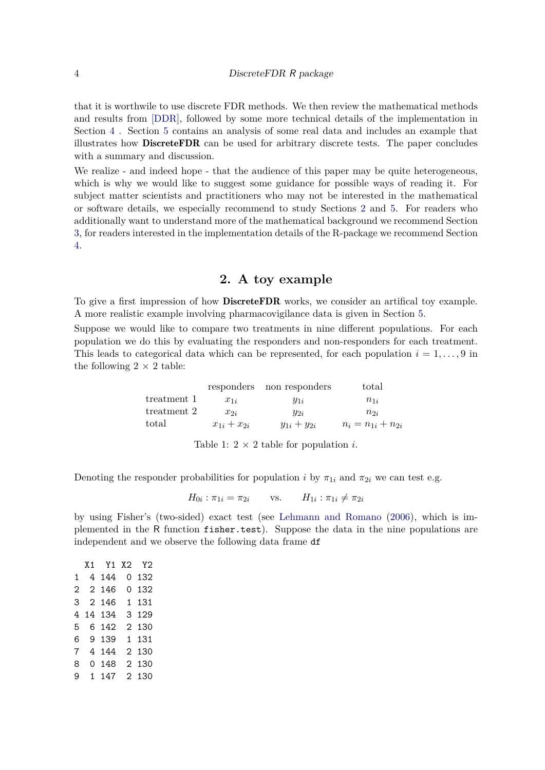that it is worthwile to use discrete FDR methods. We then review the mathematical methods and results from [DDR], followed by some more technical details of the implementation in Section 4 . Section 5 contains an analysis of some real data and includes an example that illustrates how **DiscreteFDR** can be used for arbitrary discrete tests. The paper concludes with a summary and discussion.

We realize - and indeed hope - that the audience of this paper may be quite heterogeneous, which is why we would like to suggest some guidance for possible ways of reading it. For subject matter scientists and practitioners who may not be interested in the mathematical or software details, we especially recommend to study Sections 2 and 5. For readers who additionally want to understand more of the mathematical background we recommend Section 3, for readers interested in the implementation details of the R-package we recommend Section 4.

## 2. A toy example

To give a first impression of how **DiscreteFDR** works, we consider an artifical toy example. A more realistic example involving pharmacovigilance data is given in Section 5.

Suppose we would like to compare two treatments in nine different populations. For each population we do this by evaluating the responders and non-responders for each treatment. This leads to categorical data which can be represented, for each population $i = 1, \ldots, 9$ in the following $2 \times 2$ table:

| | responders | non responders | total |
|---|---|---|---|
| treatment 1 | $x_{1i}$ | $y_{1i}$ | $n_{1i}$ |
| treatment 2 | $x_{2i}$ | $y_{2i}$ | $n_{2i}$ |
| total | $x_{1i} + x_{2i}$ | $y_{1i} + y_{2i}$ | $n_i = n_{1i} + n_{2i}$ |

Table 1: $2 \times 2$ table for population $i$.

Denoting the responder probabilities for population $i$ by $\pi_{1i}$ and $\pi_{2i}$ we can test e.g.

$$H_{0i} : \pi_{1i} = \pi_{2i} \qquad \text{vs.} \qquad H_{1i} : \pi_{1i} \neq \pi_{2i}$$

by using Fisher's (two-sided) exact test (see Lehmann and Romano (2006), which is implemented in the R function `fisher.test`). Suppose the data in the nine populations are independent and we observe the following data frame `df`

```
  X1  Y1 X2  Y2
1  4 144  0 132
2  2 146  0 132
3  2 146  1 131
4 14 134  3 129
5  6 142  2 130
6  9 139  1 131
7  4 144  2 130
8  0 148  2 130
9  1 147  2 130
```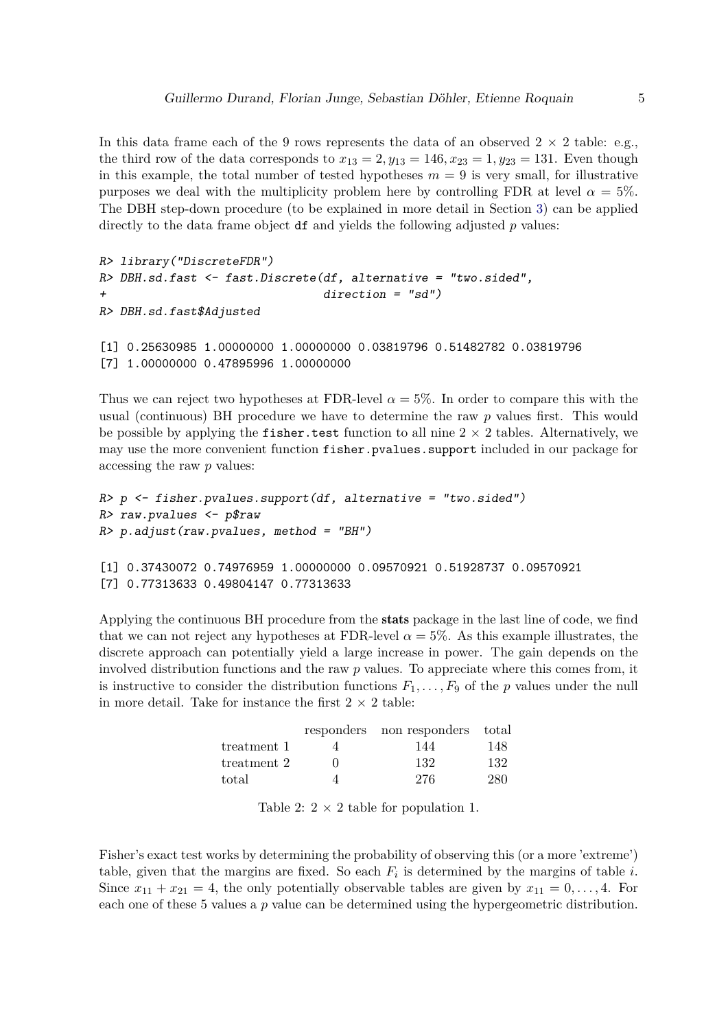In this data frame each of the 9 rows represents the data of an observed $2 \times 2$ table: e.g., the third row of the data corresponds to $x_{13} = 2, y_{13} = 146, x_{23} = 1, y_{23} = 131$. Even though in this example, the total number of tested hypotheses $m = 9$ is very small, for illustrative purposes we deal with the multiplicity problem here by controlling FDR at level $\alpha = 5\%$. The DBH step-down procedure (to be explained in more detail in Section 3) can be applied directly to the data frame object `df` and yields the following adjusted $p$ values:

```
R> library("DiscreteFDR")
R> DBH.sd.fast <- fast.Discrete(df, alternative = "two.sided",
+                               direction = "sd")
R> DBH.sd.fast$Adjusted

[1] 0.25630985 1.00000000 1.00000000 0.03819796 0.51482782 0.03819796
[7] 1.00000000 0.47895996 1.00000000
```

Thus we can reject two hypotheses at FDR-level $\alpha = 5\%$. In order to compare this with the usual (continuous) BH procedure we have to determine the raw $p$ values first. This would be possible by applying the `fisher.test` function to all nine $2 \times 2$ tables. Alternatively, we may use the more convenient function `fisher.pvalues.support` included in our package for accessing the raw $p$ values:

```
R> p <- fisher.pvalues.support(df, alternative = "two.sided")
R> raw.pvalues <- p$raw
R> p.adjust(raw.pvalues, method = "BH")

[1] 0.37430072 0.74976959 1.00000000 0.09570921 0.51928737 0.09570921
[7] 0.77313633 0.49804147 0.77313633
```

Applying the continuous BH procedure from the **stats** package in the last line of code, we find that we can not reject any hypotheses at FDR-level $\alpha = 5\%$. As this example illustrates, the discrete approach can potentially yield a large increase in power. The gain depends on the involved distribution functions and the raw $p$ values. To appreciate where this comes from, it is instructive to consider the distribution functions $F_1, \ldots, F_9$ of the $p$ values under the null in more detail. Take for instance the first $2 \times 2$ table:

| | responders | non responders | total |
|---|---|---|---|
| treatment 1 | 4 | 144 | 148 |
| treatment 2 | 0 | 132 | 132 |
| total | 4 | 276 | 280 |

Table 2: $2 \times 2$ table for population 1.

Fisher's exact test works by determining the probability of observing this (or a more 'extreme') table, given that the margins are fixed. So each $F_i$ is determined by the margins of table $i$. Since $x_{11} + x_{21} = 4$, the only potentially observable tables are given by $x_{11} = 0, \ldots, 4$. For each one of these 5 values a $p$ value can be determined using the hypergeometric distribution.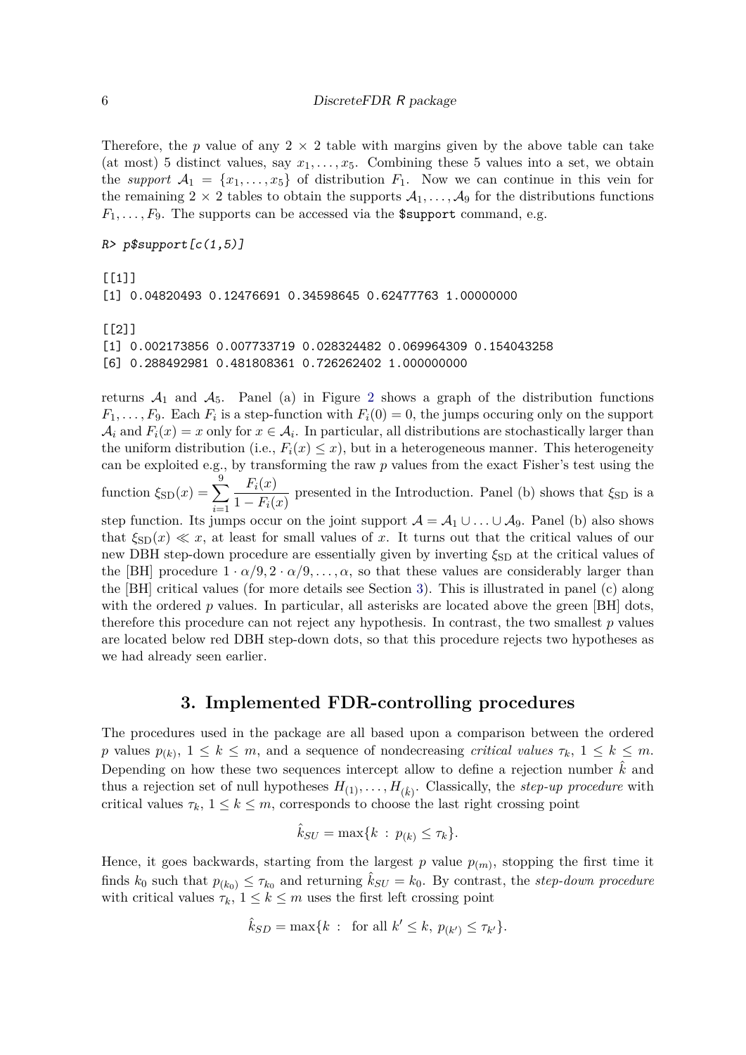Therefore, the $p$ value of any $2 \times 2$ table with margins given by the above table can take (at most) 5 distinct values, say $x_1, \ldots, x_5$. Combining these 5 values into a set, we obtain the *support* $\mathcal{A}_1 = \{x_1, \ldots, x_5\}$ of distribution $F_1$. Now we can continue in this vein for the remaining $2 \times 2$ tables to obtain the supports $\mathcal{A}_1, \ldots, \mathcal{A}_9$ for the distributions functions $F_1, \ldots, F_9$. The supports can be accessed via the `$support` command, e.g.

```
R> p$support[c(1,5)]

[[1]]
[1] 0.04820493 0.12476691 0.34598645 0.62477763 1.00000000

[[2]]
[1] 0.002173856 0.007733719 0.028324482 0.069964309 0.154043258
[6] 0.288492981 0.481808361 0.726262402 1.000000000
```

returns $\mathcal{A}_1$ and $\mathcal{A}_5$. Panel (a) in Figure 2 shows a graph of the distribution functions $F_1, \ldots, F_9$. Each $F_i$ is a step-function with $F_i(0) = 0$, the jumps occuring only on the support $\mathcal{A}_i$ and $F_i(x) = x$ only for $x \in \mathcal{A}_i$. In particular, all distributions are stochastically larger than the uniform distribution (i.e., $F_i(x) \leq x$), but in a heterogeneous manner. This heterogeneity can be exploited e.g., by transforming the raw $p$ values from the exact Fisher's test using the function $\xi_{\text{SD}}(x) = \sum_{i=1}^{9} \frac{F_i(x)}{1 - F_i(x)}$ presented in the Introduction. Panel (b) shows that $\xi_{\text{SD}}$ is a step function. Its jumps occur on the joint support $\mathcal{A} = \mathcal{A}_1 \cup \ldots \cup \mathcal{A}_9$. Panel (b) also shows that $\xi_{\text{SD}}(x) \ll x$, at least for small values of $x$. It turns out that the critical values of our new DBH step-down procedure are essentially given by inverting $\xi_{\text{SD}}$ at the critical values of the [BH] procedure $1 \cdot \alpha/9, 2 \cdot \alpha/9, \ldots, \alpha$, so that these values are considerably larger than the [BH] critical values (for more details see Section 3). This is illustrated in panel (c) along with the ordered $p$ values. In particular, all asterisks are located above the green [BH] dots, therefore this procedure can not reject any hypothesis. In contrast, the two smallest $p$ values are located below red DBH step-down dots, so that this procedure rejects two hypotheses as we had already seen earlier.

## 3. Implemented FDR-controlling procedures

The procedures used in the package are all based upon a comparison between the ordered $p$ values $p_{(k)}$, $1 \leq k \leq m$, and a sequence of nondecreasing *critical values* $\tau_k$, $1 \leq k \leq m$. Depending on how these two sequences intercept allow to define a rejection number $\hat{k}$ and thus a rejection set of null hypotheses $H_{(1)}, \ldots, H_{(\hat{k})}$. Classically, the *step-up procedure* with critical values $\tau_k$, $1 \leq k \leq m$, corresponds to choose the last right crossing point

$$\hat{k}_{SU} = \max\{k \;:\; p_{(k)} \leq \tau_k\}.$$

Hence, it goes backwards, starting from the largest $p$ value $p_{(m)}$, stopping the first time it finds $k_0$ such that $p_{(k_0)} \leq \tau_{k_0}$ and returning $\hat{k}_{SU} = k_0$. By contrast, the *step-down procedure* with critical values $\tau_k$, $1 \leq k \leq m$ uses the first left crossing point

$$\hat{k}_{SD} = \max\{k \;:\; \text{ for all } k' \leq k,\; p_{(k')} \leq \tau_{k'}\}.$$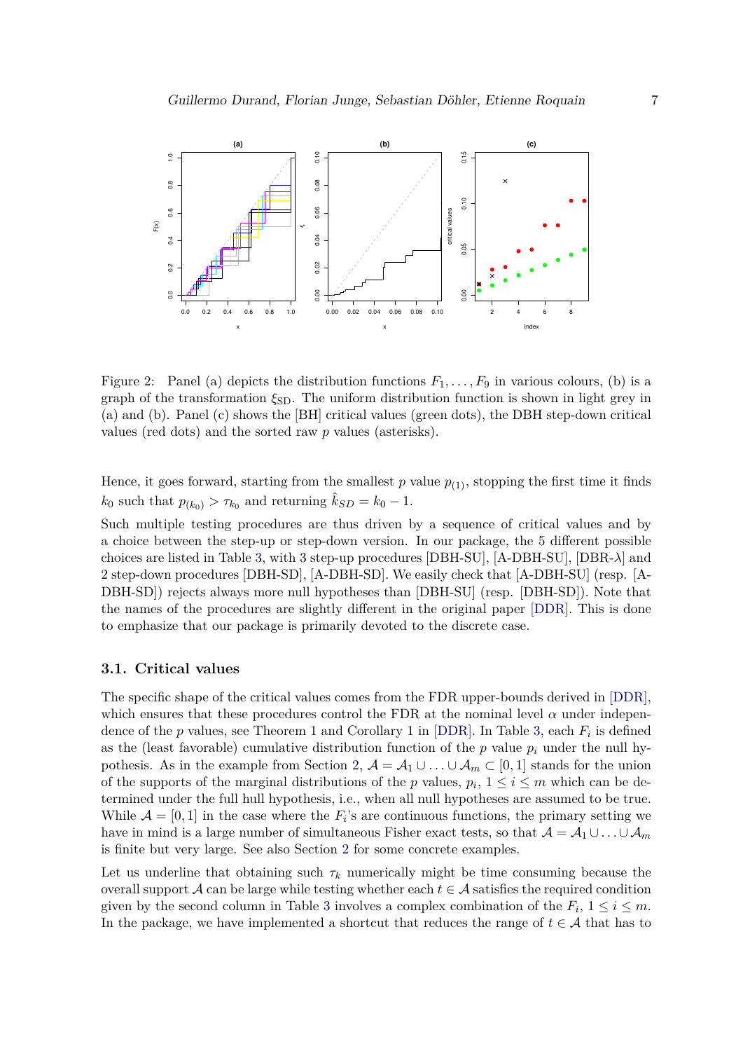Figure 2: Panel (a) depicts the distribution functions $F_1, \ldots, F_9$ in various colours, (b) is a graph of the transformation $\xi_{\mathrm{SD}}$. The uniform distribution function is shown in light grey in (a) and (b). Panel (c) shows the [BH] critical values (green dots), the DBH step-down critical values (red dots) and the sorted raw $p$ values (asterisks).

Hence, it goes forward, starting from the smallest $p$ value $p_{(1)}$, stopping the first time it finds $k_0$ such that $p_{(k_0)} > \tau_{k_0}$ and returning $\hat{k}_{SD} = k_0 - 1$.

Such multiple testing procedures are thus driven by a sequence of critical values and by a choice between the step-up or step-down version. In our package, the 5 different possible choices are listed in Table 3, with 3 step-up procedures [DBH-SU], [A-DBH-SU], [DBR-$\lambda$] and 2 step-down procedures [DBH-SD], [A-DBH-SD]. We easily check that [A-DBH-SU] (resp. [A-DBH-SD]) rejects always more null hypotheses than [DBH-SU] (resp. [DBH-SD]). Note that the names of the procedures are slightly different in the original paper [DDR]. This is done to emphasize that our package is primarily devoted to the discrete case.

## 3.1. Critical values

The specific shape of the critical values comes from the FDR upper-bounds derived in [DDR], which ensures that these procedures control the FDR at the nominal level $\alpha$ under independence of the $p$ values, see Theorem 1 and Corollary 1 in [DDR]. In Table 3, each $F_i$ is defined as the (least favorable) cumulative distribution function of the $p$ value $p_i$ under the null hypothesis. As in the example from Section 2, $\mathcal{A} = \mathcal{A}_1 \cup \ldots \cup \mathcal{A}_m \subset [0, 1]$ stands for the union of the supports of the marginal distributions of the $p$ values, $p_i$, $1 \leq i \leq m$ which can be determined under the full hull hypothesis, i.e., when all null hypotheses are assumed to be true. While $\mathcal{A} = [0, 1]$ in the case where the $F_i$'s are continuous functions, the primary setting we have in mind is a large number of simultaneous Fisher exact tests, so that $\mathcal{A} = \mathcal{A}_1 \cup \ldots \cup \mathcal{A}_m$ is finite but very large. See also Section 2 for some concrete examples.

Let us underline that obtaining such $\tau_k$ numerically might be time consuming because the overall support $\mathcal{A}$ can be large while testing whether each $t \in \mathcal{A}$ satisfies the required condition given by the second column in Table 3 involves a complex combination of the $F_i$, $1 \leq i \leq m$. In the package, we have implemented a shortcut that reduces the range of $t \in \mathcal{A}$ that has to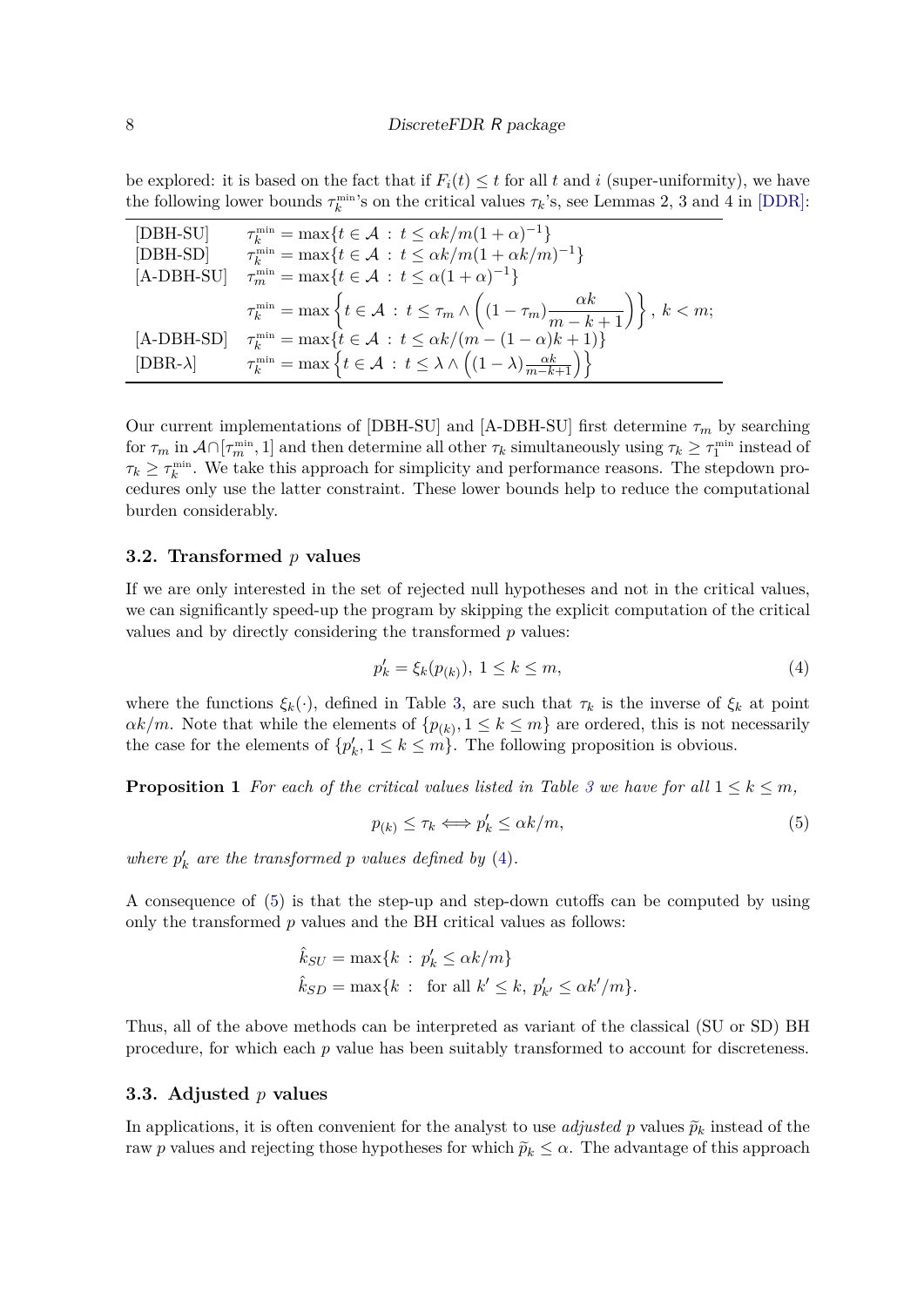be explored: it is based on the fact that if $F_i(t) \leq t$ for all $t$ and $i$ (super-uniformity), we have the following lower bounds $\tau_k^{\min}$'s on the critical values $\tau_k$'s, see Lemmas 2, 3 and 4 in [DDR]:

| | |
|---|---|
| [DBH-SU] | $\tau_k^{\min} = \max\{t \in \mathcal{A} \,:\, t \leq \alpha k/m(1+\alpha)^{-1}\}$ |
| [DBH-SD] | $\tau_k^{\min} = \max\{t \in \mathcal{A} \,:\, t \leq \alpha k/m(1+\alpha k/m)^{-1}\}$ |
| [A-DBH-SU] | $\tau_m^{\min} = \max\{t \in \mathcal{A} \,:\, t \leq \alpha(1+\alpha)^{-1}\}$ |
| | $\tau_k^{\min} = \max\left\{t \in \mathcal{A} \,:\, t \leq \tau_m \wedge \left((1-\tau_m)\dfrac{\alpha k}{m-k+1}\right)\right\},\ k < m;$ |
| [A-DBH-SD] | $\tau_k^{\min} = \max\{t \in \mathcal{A} \,:\, t \leq \alpha k/(m-(1-\alpha)k+1)\}$ |
| [DBR-$\lambda$] | $\tau_k^{\min} = \max\left\{t \in \mathcal{A} \,:\, t \leq \lambda \wedge \left((1-\lambda)\frac{\alpha k}{m-k+1}\right)\right\}$ |

Our current implementations of [DBH-SU] and [A-DBH-SU] first determine $\tau_m$ by searching for $\tau_m$ in $\mathcal{A} \cap [\tau_m^{\min}, 1]$ and then determine all other $\tau_k$ simultaneously using $\tau_k \geq \tau_1^{\min}$ instead of $\tau_k \geq \tau_k^{\min}$. We take this approach for simplicity and performance reasons. The stepdown procedures only use the latter constraint. These lower bounds help to reduce the computational burden considerably.

### 3.2. Transformed $p$ values

If we are only interested in the set of rejected null hypotheses and not in the critical values, we can significantly speed-up the program by skipping the explicit computation of the critical values and by directly considering the transformed $p$ values:

$$p'_k = \xi_k(p_{(k)}),\ 1 \leq k \leq m, \tag{4}$$

where the functions $\xi_k(\cdot)$, defined in Table 3, are such that $\tau_k$ is the inverse of $\xi_k$ at point $\alpha k/m$. Note that while the elements of $\{p_{(k)}, 1 \leq k \leq m\}$ are ordered, this is not necessarily the case for the elements of $\{p'_k, 1 \leq k \leq m\}$. The following proposition is obvious.

**Proposition 1** *For each of the critical values listed in Table 3 we have for all $1 \leq k \leq m$,*

$$p_{(k)} \leq \tau_k \Longleftrightarrow p'_k \leq \alpha k/m, \tag{5}$$

*where $p'_k$ are the transformed $p$ values defined by (4).*

A consequence of (5) is that the step-up and step-down cutoffs can be computed by using only the transformed $p$ values and the BH critical values as follows:

$$\hat{k}_{SU} = \max\{k \,:\, p'_k \leq \alpha k/m\}$$
$$\hat{k}_{SD} = \max\{k \,:\, \text{ for all } k' \leq k,\ p'_{k'} \leq \alpha k'/m\}.$$

Thus, all of the above methods can be interpreted as variant of the classical (SU or SD) BH procedure, for which each $p$ value has been suitably transformed to account for discreteness.

### 3.3. Adjusted $p$ values

In applications, it is often convenient for the analyst to use *adjusted* $p$ values $\widetilde{p}_k$ instead of the raw $p$ values and rejecting those hypotheses for which $\widetilde{p}_k \leq \alpha$. The advantage of this approach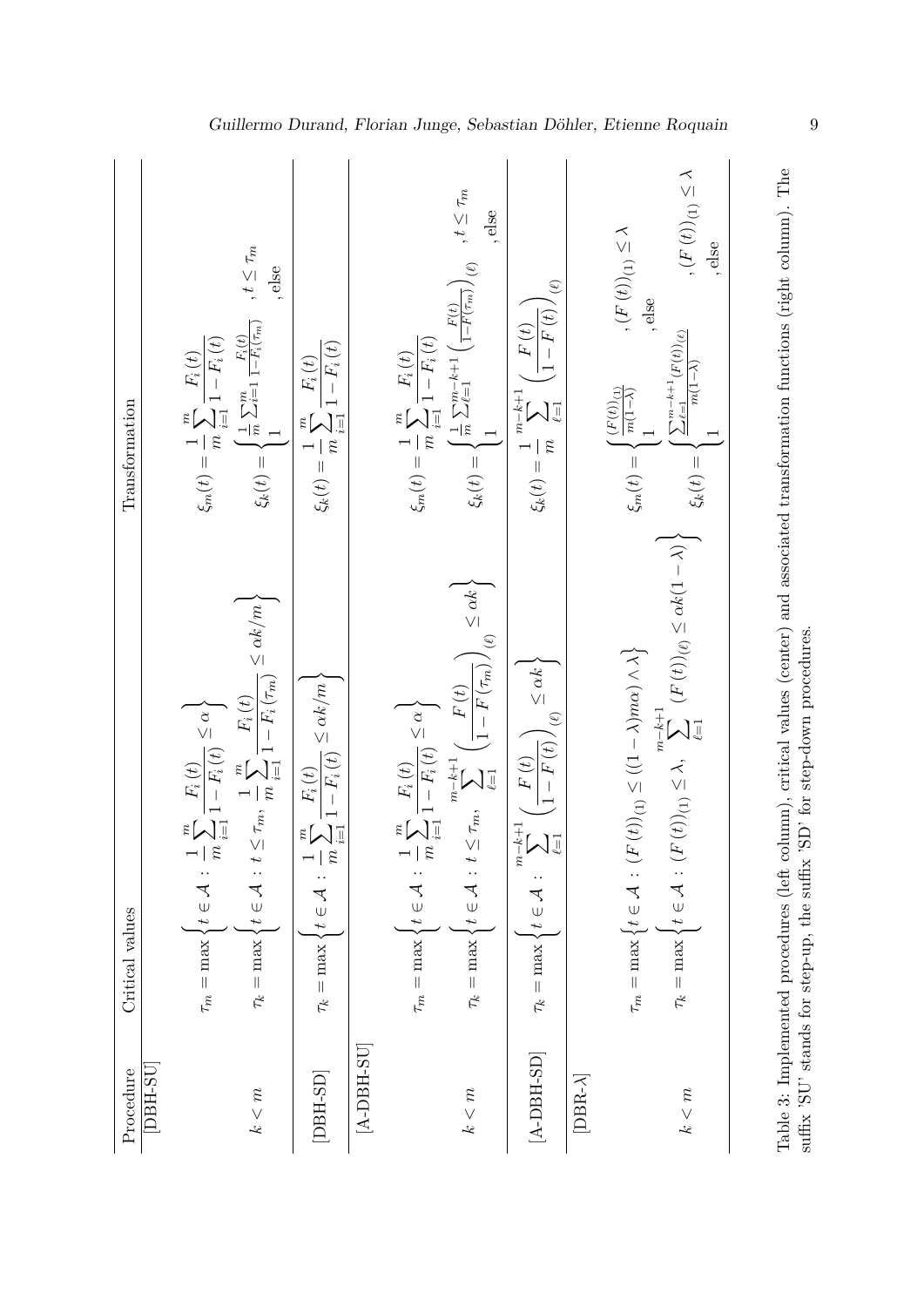| Procedure | Critical values | Transformation |
|---|---|---|
| [DBH-SU] | | |
| | $\tau_m = \max\left\{t \in \mathcal{A} : \frac{1}{m}\sum_{i=1}^{m} \frac{F_i(t)}{1-F_i(t)} \leq \alpha\right\}$ | $\xi_m(t) = \frac{1}{m}\sum_{i=1}^{m} \frac{F_i(t)}{1-F_i(t)}$ |
| $k < m$ | $\tau_k = \max\left\{t \in \mathcal{A} : t \leq \tau_m,\ \frac{1}{m}\sum_{i=1}^{m} \frac{F_i(t)}{1-F_i(\tau_m)} \leq \alpha k/m\right\}$ | $\xi_k(t) = \begin{cases} \frac{1}{m}\sum_{i=1}^{m} \frac{F_i(t)}{1-F_i(\tau_m)} & , t \leq \tau_m \\ 1 & , \text{else} \end{cases}$ |
| [DBH-SD] | $\tau_k = \max\left\{t \in \mathcal{A} : \frac{1}{m}\sum_{i=1}^{m} \frac{F_i(t)}{1-F_i(t)} \leq \alpha k/m\right\}$ | $\xi_k(t) = \frac{1}{m}\sum_{i=1}^{m} \frac{F_i(t)}{1-F_i(t)}$ |
| [A-DBH-SU] | | |
| | $\tau_m = \max\left\{t \in \mathcal{A} : \frac{1}{m}\sum_{i=1}^{m} \frac{F_i(t)}{1-F_i(t)} \leq \alpha\right\}$ | $\xi_m(t) = \frac{1}{m}\sum_{i=1}^{m} \frac{F_i(t)}{1-F_i(t)}$ |
| $k < m$ | $\tau_k = \max\left\{t \in \mathcal{A} : t \leq \tau_m,\ \sum_{\ell=1}^{m-k+1} \left(\frac{F(t)}{1-F(\tau_m)}\right)_{(\ell)} \leq \alpha k\right\}$ | $\xi_k(t) = \begin{cases} \frac{1}{m}\sum_{\ell=1}^{m-k+1} \left(\frac{F(t)}{1-F(\tau_m)}\right)_{(\ell)} & , t \leq \tau_m \\ 1 & , \text{else} \end{cases}$ |
| [A-DBH-SD] | $\tau_k = \max\left\{t \in \mathcal{A} : \sum_{\ell=1}^{m-k+1} \left(\frac{F(t)}{1-F(t)}\right)_{(\ell)} \leq \alpha k\right\}$ | $\xi_k(t) = \frac{1}{m}\sum_{\ell=1}^{m-k+1} \left(\frac{F(t)}{1-F(t)}\right)_{(\ell)}$ |
| [DBR-$\lambda$] | | |
| | $\tau_m = \max\left\{t \in \mathcal{A} : (F(t))_{(1)} \leq ((1-\lambda)m\alpha) \wedge \lambda\right\}$ | $\xi_m(t) = \begin{cases} \frac{(F(t))_{(1)}}{m(1-\lambda)} & , (F(t))_{(1)} \leq \lambda \\ 1 & , \text{else} \end{cases}$ |
| $k < m$ | $\tau_k = \max\left\{t \in \mathcal{A} : (F(t))_{(1)} \leq \lambda,\ \sum_{\ell=1}^{m-k+1} (F(t))_{(\ell)} \leq \alpha k(1-\lambda)\right\}$ | $\xi_k(t) = \begin{cases} \frac{\sum_{\ell=1}^{m-k+1} (F(t))_{(\ell)}}{m(1-\lambda)} & , (F(t))_{(1)} \leq \lambda \\ 1 & , \text{else} \end{cases}$ |

Table 3: Implemented procedures (left column), critical values (center) and associated transformation functions (right column). The suffix 'SU' stands for step-up, the suffix 'SD' for step-down procedures.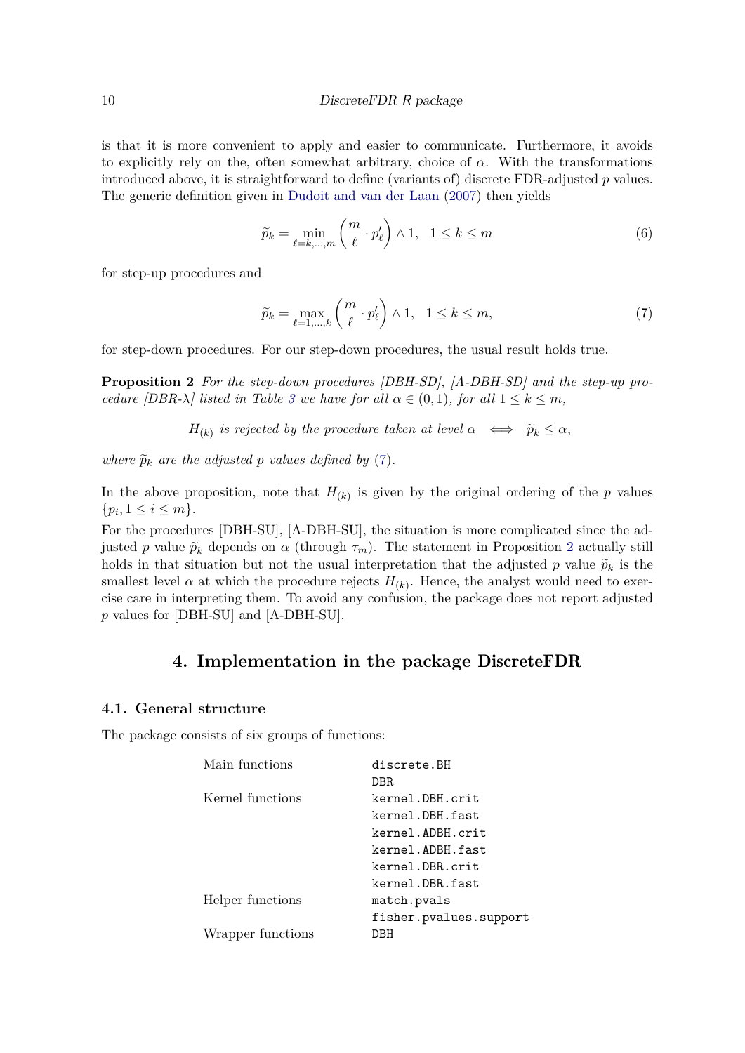is that it is more convenient to apply and easier to communicate. Furthermore, it avoids to explicitly rely on the, often somewhat arbitrary, choice of $\alpha$. With the transformations introduced above, it is straightforward to define (variants of) discrete FDR-adjusted $p$ values. The generic definition given in Dudoit and van der Laan (2007) then yields

$$\widetilde{p}_k = \min_{\ell=k,\dots,m} \left( \frac{m}{\ell} \cdot p'_\ell \right) \wedge 1, \quad 1 \leq k \leq m \tag{6}$$

for step-up procedures and

$$\widetilde{p}_k = \max_{\ell=1,\dots,k} \left( \frac{m}{\ell} \cdot p'_\ell \right) \wedge 1, \quad 1 \leq k \leq m, \tag{7}$$

for step-down procedures. For our step-down procedures, the usual result holds true.

**Proposition 2** *For the step-down procedures [DBH-SD], [A-DBH-SD] and the step-up procedure [DBR-$\lambda$] listed in Table 3 we have for all $\alpha \in (0,1)$, for all $1 \leq k \leq m$,*

$$H_{(k)} \text{ is rejected by the procedure taken at level } \alpha \iff \widetilde{p}_k \leq \alpha,$$

*where $\widetilde{p}_k$ are the adjusted $p$ values defined by (7).*

In the above proposition, note that $H_{(k)}$ is given by the original ordering of the $p$ values $\{p_i, 1 \leq i \leq m\}$.

For the procedures [DBH-SU], [A-DBH-SU], the situation is more complicated since the adjusted $p$ value $\widetilde{p}_k$ depends on $\alpha$ (through $\tau_m$). The statement in Proposition 2 actually still holds in that situation but not the usual interpretation that the adjusted $p$ value $\widetilde{p}_k$ is the smallest level $\alpha$ at which the procedure rejects $H_{(k)}$. Hence, the analyst would need to exercise care in interpreting them. To avoid any confusion, the package does not report adjusted $p$ values for [DBH-SU] and [A-DBH-SU].

## 4. Implementation in the package DiscreteFDR

### 4.1. General structure

The package consists of six groups of functions:

| | |
|---|---|
| Main functions | `discrete.BH` |
| | `DBR` |
| Kernel functions | `kernel.DBH.crit` |
| | `kernel.DBH.fast` |
| | `kernel.ADBH.crit` |
| | `kernel.ADBH.fast` |
| | `kernel.DBR.crit` |
| | `kernel.DBR.fast` |
| Helper functions | `match.pvals` |
| | `fisher.pvalues.support` |
| Wrapper functions | `DBH` |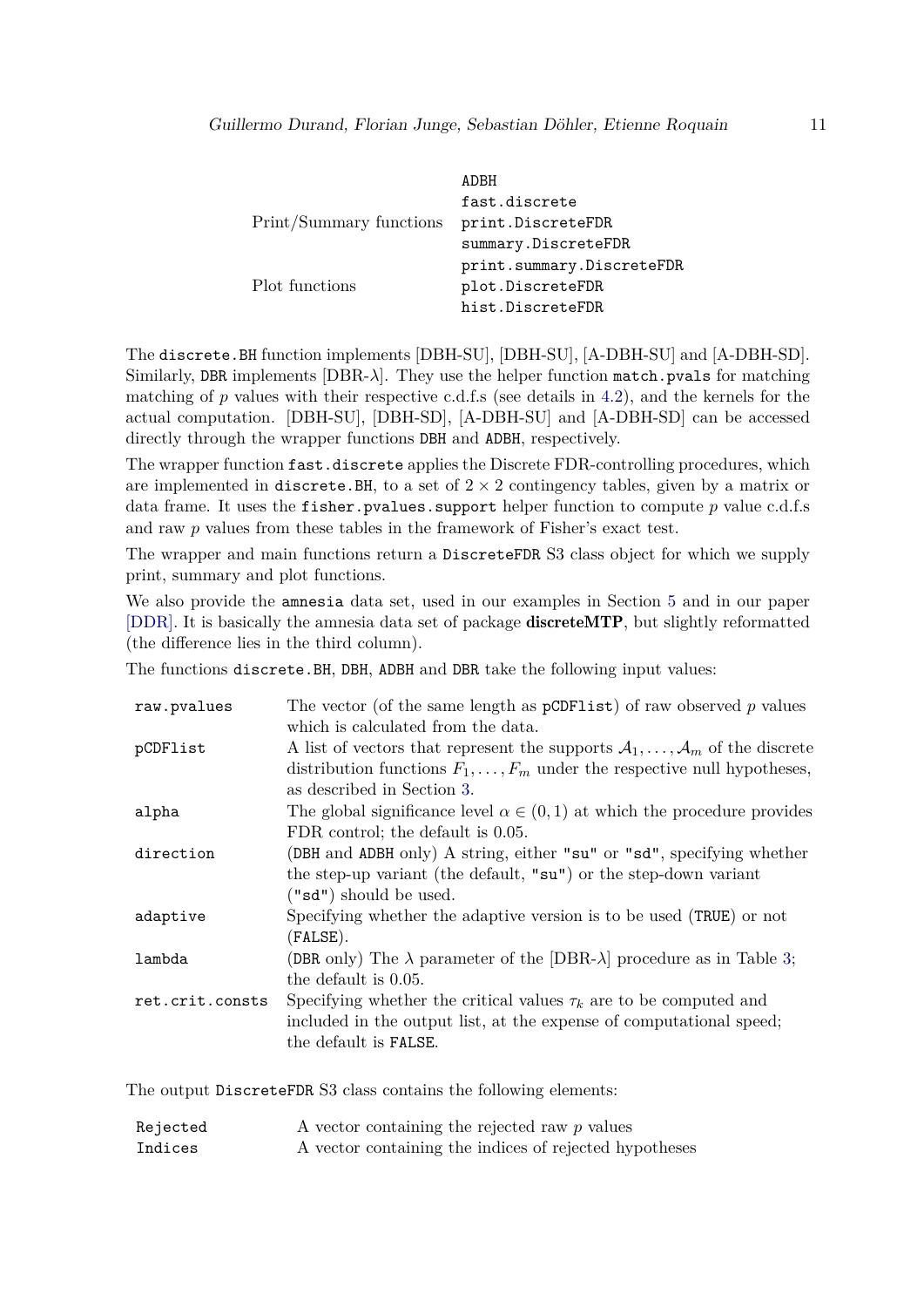|  |  |
| --- | --- |
|  | `ADBH` |
|  | `fast.discrete` |
| Print/Summary functions | `print.DiscreteFDR` |
|  | `summary.DiscreteFDR` |
|  | `print.summary.DiscreteFDR` |
| Plot functions | `plot.DiscreteFDR` |
|  | `hist.DiscreteFDR` |

The `discrete.BH` function implements [DBH-SU], [DBH-SU], [A-DBH-SU] and [A-DBH-SD]. Similarly, `DBR` implements [DBR-$\lambda$]. They use the helper function `match.pvals` for matching matching of $p$ values with their respective c.d.f.s (see details in 4.2), and the kernels for the actual computation. [DBH-SU], [DBH-SD], [A-DBH-SU] and [A-DBH-SD] can be accessed directly through the wrapper functions `DBH` and `ADBH`, respectively.

The wrapper function `fast.discrete` applies the Discrete FDR-controlling procedures, which are implemented in `discrete.BH`, to a set of $2 \times 2$ contingency tables, given by a matrix or data frame. It uses the `fisher.pvalues.support` helper function to compute $p$ value c.d.f.s and raw $p$ values from these tables in the framework of Fisher's exact test.

The wrapper and main functions return a `DiscreteFDR` S3 class object for which we supply print, summary and plot functions.

We also provide the `amnesia` data set, used in our examples in Section 5 and in our paper [DDR]. It is basically the amnesia data set of package **discreteMTP**, but slightly reformatted (the difference lies in the third column).

The functions `discrete.BH`, `DBH`, `ADBH` and `DBR` take the following input values:

|  |  |
| --- | --- |
| `raw.pvalues` | The vector (of the same length as `pCDFlist`) of raw observed $p$ values which is calculated from the data. |
| `pCDFlist` | A list of vectors that represent the supports $\mathcal{A}_1, \ldots, \mathcal{A}_m$ of the discrete distribution functions $F_1, \ldots, F_m$ under the respective null hypotheses, as described in Section 3. |
| `alpha` | The global significance level $\alpha \in (0,1)$ at which the procedure provides FDR control; the default is 0.05. |
| `direction` | (`DBH` and `ADBH` only) A string, either `"su"` or `"sd"`, specifying whether the step-up variant (the default, `"su"`) or the step-down variant (`"sd"`) should be used. |
| `adaptive` | Specifying whether the adaptive version is to be used (`TRUE`) or not (`FALSE`). |
| `lambda` | (`DBR` only) The $\lambda$ parameter of the [DBR-$\lambda$] procedure as in Table 3; the default is 0.05. |
| `ret.crit.consts` | Specifying whether the critical values $\tau_k$ are to be computed and included in the output list, at the expense of computational speed; the default is `FALSE`. |

The output `DiscreteFDR` S3 class contains the following elements:

|  |  |
| --- | --- |
| `Rejected` | A vector containing the rejected raw $p$ values |
| `Indices` | A vector containing the indices of rejected hypotheses |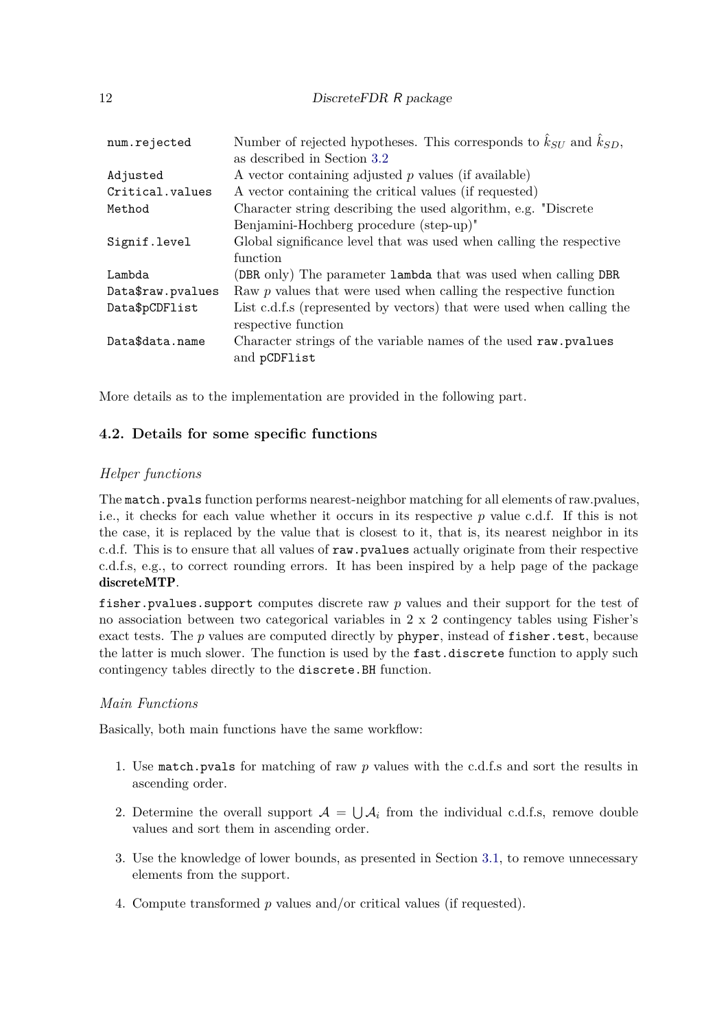| | |
|---|---|
| `num.rejected` | Number of rejected hypotheses. This corresponds to $\hat{k}_{SU}$ and $\hat{k}_{SD}$, as described in Section 3.2 |
| `Adjusted` | A vector containing adjusted $p$ values (if available) |
| `Critical.values` | A vector containing the critical values (if requested) |
| `Method` | Character string describing the used algorithm, e.g. "Discrete Benjamini-Hochberg procedure (step-up)" |
| `Signif.level` | Global significance level that was used when calling the respective function |
| `Lambda` | (`DBR` only) The parameter `lambda` that was used when calling `DBR` |
| `Data$raw.pvalues` | Raw $p$ values that were used when calling the respective function |
| `Data$pCDFlist` | List c.d.f.s (represented by vectors) that were used when calling the respective function |
| `Data$data.name` | Character strings of the variable names of the used `raw.pvalues` and `pCDFlist` |

More details as to the implementation are provided in the following part.

### 4.2. Details for some specific functions

*Helper functions*

The `match.pvals` function performs nearest-neighbor matching for all elements of raw.pvalues, i.e., it checks for each value whether it occurs in its respective $p$ value c.d.f. If this is not the case, it is replaced by the value that is closest to it, that is, its nearest neighbor in its c.d.f. This is to ensure that all values of `raw.pvalues` actually originate from their respective c.d.f.s, e.g., to correct rounding errors. It has been inspired by a help page of the package **discreteMTP**.

`fisher.pvalues.support` computes discrete raw $p$ values and their support for the test of no association between two categorical variables in 2 x 2 contingency tables using Fisher's exact tests. The $p$ values are computed directly by `phyper`, instead of `fisher.test`, because the latter is much slower. The function is used by the `fast.discrete` function to apply such contingency tables directly to the `discrete.BH` function.

*Main Functions*

Basically, both main functions have the same workflow:

1. Use `match.pvals` for matching of raw $p$ values with the c.d.f.s and sort the results in ascending order.

2. Determine the overall support $\mathcal{A} = \bigcup \mathcal{A}_i$ from the individual c.d.f.s, remove double values and sort them in ascending order.

3. Use the knowledge of lower bounds, as presented in Section 3.1, to remove unnecessary elements from the support.

4. Compute transformed $p$ values and/or critical values (if requested).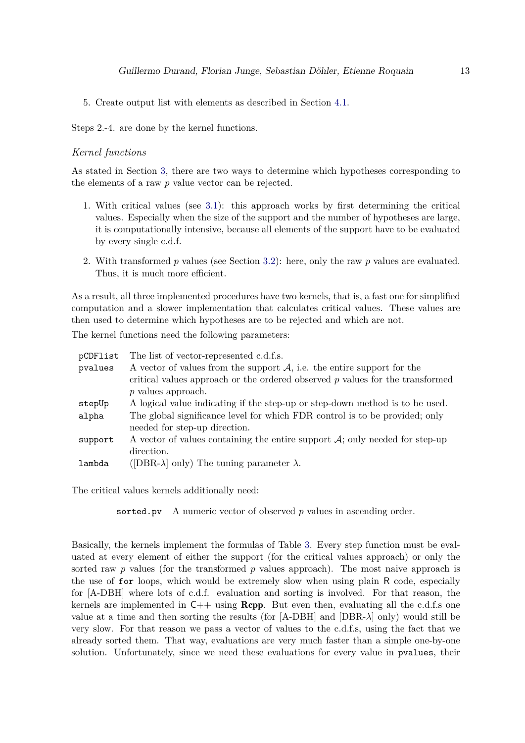5. Create output list with elements as described in Section 4.1.

Steps 2.-4. are done by the kernel functions.

*Kernel functions*

As stated in Section 3, there are two ways to determine which hypotheses corresponding to the elements of a raw $p$ value vector can be rejected.

1. With critical values (see 3.1): this approach works by first determining the critical values. Especially when the size of the support and the number of hypotheses are large, it is computationally intensive, because all elements of the support have to be evaluated by every single c.d.f.

2. With transformed $p$ values (see Section 3.2): here, only the raw $p$ values are evaluated. Thus, it is much more efficient.

As a result, all three implemented procedures have two kernels, that is, a fast one for simplified computation and a slower implementation that calculates critical values. These values are then used to determine which hypotheses are to be rejected and which are not.

The kernel functions need the following parameters:

| | |
|---|---|
| `pCDFlist` | The list of vector-represented c.d.f.s. |
| `pvalues` | A vector of values from the support $\mathcal{A}$, i.e. the entire support for the critical values approach or the ordered observed $p$ values for the transformed $p$ values approach. |
| `stepUp` | A logical value indicating if the step-up or step-down method is to be used. |
| `alpha` | The global significance level for which FDR control is to be provided; only needed for step-up direction. |
| `support` | A vector of values containing the entire support $\mathcal{A}$; only needed for step-up direction. |
| `lambda` | ([DBR-$\lambda$] only) The tuning parameter $\lambda$. |

The critical values kernels additionally need:

| | |
|---|---|
| `sorted.pv` | A numeric vector of observed $p$ values in ascending order. |

Basically, the kernels implement the formulas of Table 3. Every step function must be evaluated at every element of either the support (for the critical values approach) or only the sorted raw $p$ values (for the transformed $p$ values approach). The most naive approach is the use of `for` loops, which would be extremely slow when using plain R code, especially for [A-DBH] where lots of c.d.f. evaluation and sorting is involved. For that reason, the kernels are implemented in C++ using **Rcpp**. But even then, evaluating all the c.d.f.s one value at a time and then sorting the results (for [A-DBH] and [DBR-$\lambda$] only) would still be very slow. For that reason we pass a vector of values to the c.d.f.s, using the fact that we already sorted them. That way, evaluations are very much faster than a simple one-by-one solution. Unfortunately, since we need these evaluations for every value in `pvalues`, their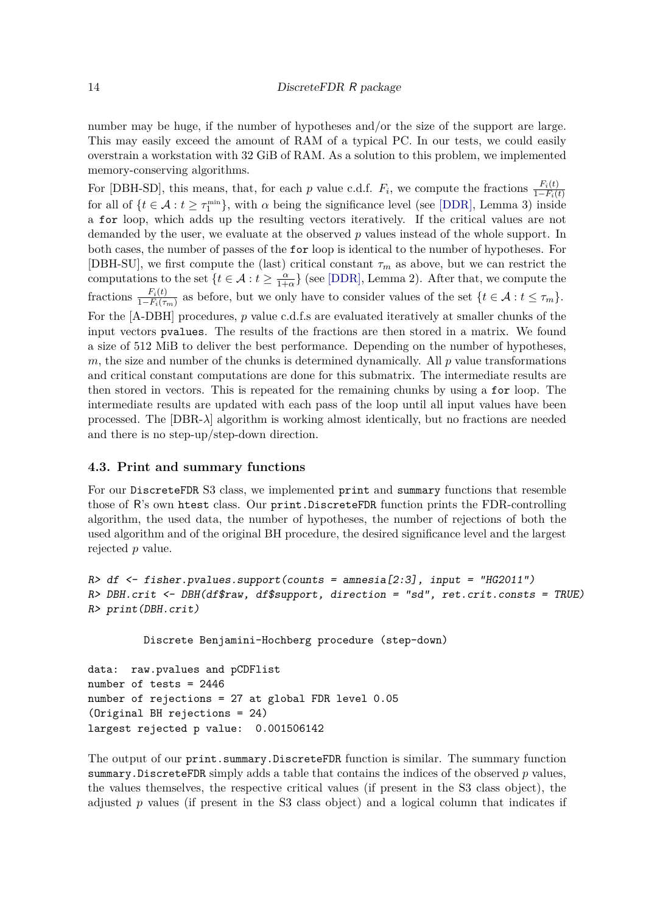number may be huge, if the number of hypotheses and/or the size of the support are large. This may easily exceed the amount of RAM of a typical PC. In our tests, we could easily overstrain a workstation with 32 GiB of RAM. As a solution to this problem, we implemented memory-conserving algorithms.

For [DBH-SD], this means, that, for each $p$ value c.d.f. $F_i$, we compute the fractions $\frac{F_i(t)}{1-F_i(t)}$ for all of $\{t \in \mathcal{A} : t \geq \tau_1^{\min}\}$, with $\alpha$ being the significance level (see [DDR], Lemma 3) inside a `for` loop, which adds up the resulting vectors iteratively. If the critical values are not demanded by the user, we evaluate at the observed $p$ values instead of the whole support. In both cases, the number of passes of the `for` loop is identical to the number of hypotheses. For [DBH-SU], we first compute the (last) critical constant $\tau_m$ as above, but we can restrict the computations to the set $\{t \in \mathcal{A} : t \geq \frac{\alpha}{1+\alpha}\}$ (see [DDR], Lemma 2). After that, we compute the fractions $\frac{F_i(t)}{1-F_i(\tau_m)}$ as before, but we only have to consider values of the set $\{t \in \mathcal{A} : t \leq \tau_m\}$.

For the [A-DBH] procedures, $p$ value c.d.f.s are evaluated iteratively at smaller chunks of the input vectors `pvalues`. The results of the fractions are then stored in a matrix. We found a size of 512 MiB to deliver the best performance. Depending on the number of hypotheses, $m$, the size and number of the chunks is determined dynamically. All $p$ value transformations and critical constant computations are done for this submatrix. The intermediate results are then stored in vectors. This is repeated for the remaining chunks by using a `for` loop. The intermediate results are updated with each pass of the loop until all input values have been processed. The [DBR-$\lambda$] algorithm is working almost identically, but no fractions are needed and there is no step-up/step-down direction.

### 4.3. Print and summary functions

For our `DiscreteFDR` S3 class, we implemented `print` and `summary` functions that resemble those of R's own `htest` class. Our `print.DiscreteFDR` function prints the FDR-controlling algorithm, the used data, the number of hypotheses, the number of rejections of both the used algorithm and of the original BH procedure, the desired significance level and the largest rejected $p$ value.

```
R> df <- fisher.pvalues.support(counts = amnesia[2:3], input = "HG2011")
R> DBH.crit <- DBH(df$raw, df$support, direction = "sd", ret.crit.consts = TRUE)
R> print(DBH.crit)

        Discrete Benjamini-Hochberg procedure (step-down)

data:  raw.pvalues and pCDFlist
number of tests = 2446
number of rejections = 27 at global FDR level 0.05
(Original BH rejections = 24)
largest rejected p value:  0.001506142
```

The output of our `print.summary.DiscreteFDR` function is similar. The summary function `summary.DiscreteFDR` simply adds a table that contains the indices of the observed $p$ values, the values themselves, the respective critical values (if present in the S3 class object), the adjusted $p$ values (if present in the S3 class object) and a logical column that indicates if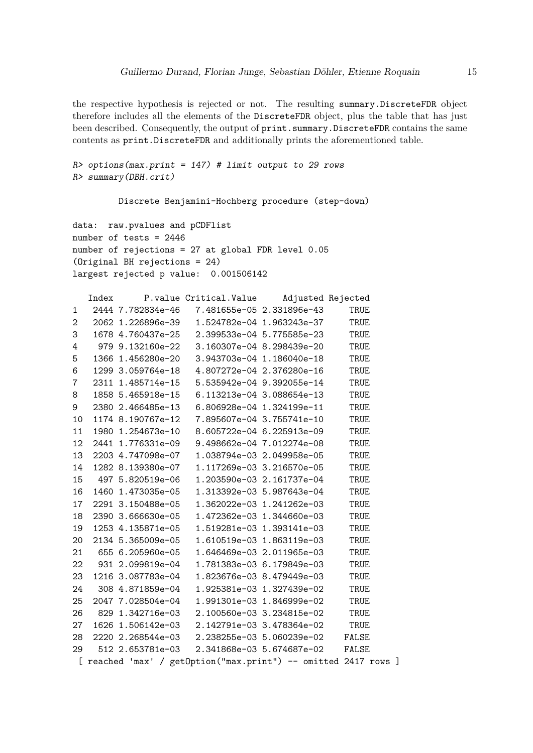the respective hypothesis is rejected or not. The resulting `summary.DiscreteFDR` object therefore includes all the elements of the `DiscreteFDR` object, plus the table that has just been described. Consequently, the output of `print.summary.DiscreteFDR` contains the same contents as `print.DiscreteFDR` and additionally prints the aforementioned table.

```
R> options(max.print = 147) # limit output to 29 rows
R> summary(DBH.crit)

        Discrete Benjamini-Hochberg procedure (step-down)

data:  raw.pvalues and pCDFlist
number of tests = 2446
number of rejections = 27 at global FDR level 0.05
(Original BH rejections = 24)
largest rejected p value:  0.001506142

   Index      P.value Critical.Value     Adjusted Rejected
1   2444 7.782834e-46   7.481655e-05 2.331896e-43     TRUE
2   2062 1.226896e-39   1.524782e-04 1.963243e-37     TRUE
3   1678 4.760437e-25   2.399533e-04 5.775585e-23     TRUE
4    979 9.132160e-22   3.160307e-04 8.298439e-20     TRUE
5   1366 1.456280e-20   3.943703e-04 1.186040e-18     TRUE
6   1299 3.059764e-18   4.807272e-04 2.376280e-16     TRUE
7   2311 1.485714e-15   5.535942e-04 9.392055e-14     TRUE
8   1858 5.465918e-15   6.113213e-04 3.088654e-13     TRUE
9   2380 2.466485e-13   6.806928e-04 1.324199e-11     TRUE
10  1174 8.190767e-12   7.895607e-04 3.755741e-10     TRUE
11  1980 1.254673e-10   8.605722e-04 6.225913e-09     TRUE
12  2441 1.776331e-09   9.498662e-04 7.012274e-08     TRUE
13  2203 4.747098e-07   1.038794e-03 2.049958e-05     TRUE
14  1282 8.139380e-07   1.117269e-03 3.216570e-05     TRUE
15   497 5.820519e-06   1.203590e-03 2.161737e-04     TRUE
16  1460 1.473035e-05   1.313392e-03 5.987643e-04     TRUE
17  2291 3.150488e-05   1.362022e-03 1.241262e-03     TRUE
18  2390 3.666630e-05   1.472362e-03 1.344660e-03     TRUE
19  1253 4.135871e-05   1.519281e-03 1.393141e-03     TRUE
20  2134 5.365009e-05   1.610519e-03 1.863119e-03     TRUE
21   655 6.205960e-05   1.646469e-03 2.011965e-03     TRUE
22   931 2.099819e-04   1.781383e-03 6.179849e-03     TRUE
23  1216 3.087783e-04   1.823676e-03 8.479449e-03     TRUE
24   308 4.871859e-04   1.925381e-03 1.327439e-02     TRUE
25  2047 7.028504e-04   1.991301e-03 1.846999e-02     TRUE
26   829 1.342716e-03   2.100560e-03 3.234815e-02     TRUE
27  1626 1.506142e-03   2.142791e-03 3.478364e-02     TRUE
28  2220 2.268544e-03   2.238255e-03 5.060239e-02    FALSE
29   512 2.653781e-03   2.341868e-03 5.674687e-02    FALSE
 [ reached 'max' / getOption("max.print") -- omitted 2417 rows ]
```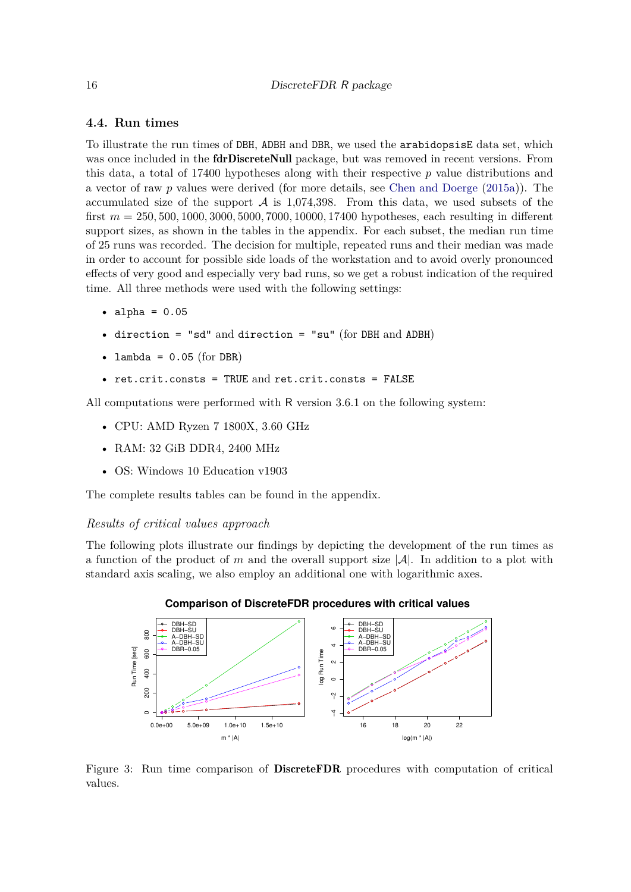### 4.4. Run times

To illustrate the run times of `DBH`, `ADBH` and `DBR`, we used the `arabidopsisE` data set, which was once included in the **fdrDiscreteNull** package, but was removed in recent versions. From this data, a total of 17400 hypotheses along with their respective $p$ value distributions and a vector of raw $p$ values were derived (for more details, see Chen and Doerge (2015a)). The accumulated size of the support $\mathcal{A}$ is 1,074,398. From this data, we used subsets of the first $m = 250, 500, 1000, 3000, 5000, 7000, 10000, 17400$ hypotheses, each resulting in different support sizes, as shown in the tables in the appendix. For each subset, the median run time of 25 runs was recorded. The decision for multiple, repeated runs and their median was made in order to account for possible side loads of the workstation and to avoid overly pronounced effects of very good and especially very bad runs, so we get a robust indication of the required time. All three methods were used with the following settings:

- `alpha = 0.05`
- `direction = "sd"` and `direction = "su"` (for `DBH` and `ADBH`)
- `lambda = 0.05` (for `DBR`)
- `ret.crit.consts = TRUE` and `ret.crit.consts = FALSE`

All computations were performed with R version 3.6.1 on the following system:

- CPU: AMD Ryzen 7 1800X, 3.60 GHz
- RAM: 32 GiB DDR4, 2400 MHz
- OS: Windows 10 Education v1903

The complete results tables can be found in the appendix.

*Results of critical values approach*

The following plots illustrate our findings by depicting the development of the run times as a function of the product of $m$ and the overall support size $|\mathcal{A}|$. In addition to a plot with standard axis scaling, we also employ an additional one with logarithmic axes.

Figure 3: Run time comparison of **DiscreteFDR** procedures with computation of critical values.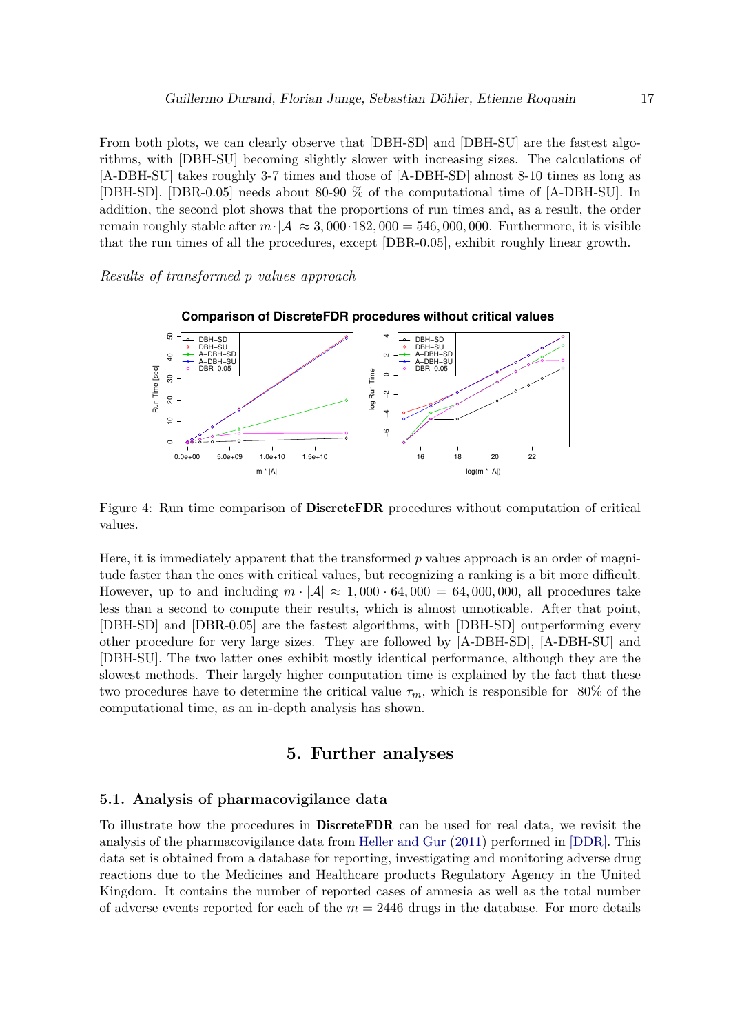From both plots, we can clearly observe that [DBH-SD] and [DBH-SU] are the fastest algorithms, with [DBH-SU] becoming slightly slower with increasing sizes. The calculations of [A-DBH-SU] takes roughly 3-7 times and those of [A-DBH-SD] almost 8-10 times as long as [DBH-SD]. [DBR-0.05] needs about 80-90 % of the computational time of [A-DBH-SU]. In addition, the second plot shows that the proportions of run times and, as a result, the order remain roughly stable after $m \cdot |\mathcal{A}| \approx 3,000 \cdot 182,000 = 546,000,000$. Furthermore, it is visible that the run times of all the procedures, except [DBR-0.05], exhibit roughly linear growth.

*Results of transformed p values approach*

Figure 4: Run time comparison of **DiscreteFDR** procedures without computation of critical values.

Here, it is immediately apparent that the transformed $p$ values approach is an order of magnitude faster than the ones with critical values, but recognizing a ranking is a bit more difficult. However, up to and including $m \cdot |\mathcal{A}| \approx 1,000 \cdot 64,000 = 64,000,000$, all procedures take less than a second to compute their results, which is almost unnoticable. After that point, [DBH-SD] and [DBR-0.05] are the fastest algorithms, with [DBH-SD] outperforming every other procedure for very large sizes. They are followed by [A-DBH-SD], [A-DBH-SU] and [DBH-SU]. The two latter ones exhibit mostly identical performance, although they are the slowest methods. Their largely higher computation time is explained by the fact that these two procedures have to determine the critical value $\tau_m$, which is responsible for 80% of the computational time, as an in-depth analysis has shown.

## 5. Further analyses

### 5.1. Analysis of pharmacovigilance data

To illustrate how the procedures in **DiscreteFDR** can be used for real data, we revisit the analysis of the pharmacovigilance data from Heller and Gur (2011) performed in [DDR]. This data set is obtained from a database for reporting, investigating and monitoring adverse drug reactions due to the Medicines and Healthcare products Regulatory Agency in the United Kingdom. It contains the number of reported cases of amnesia as well as the total number of adverse events reported for each of the $m = 2446$ drugs in the database. For more details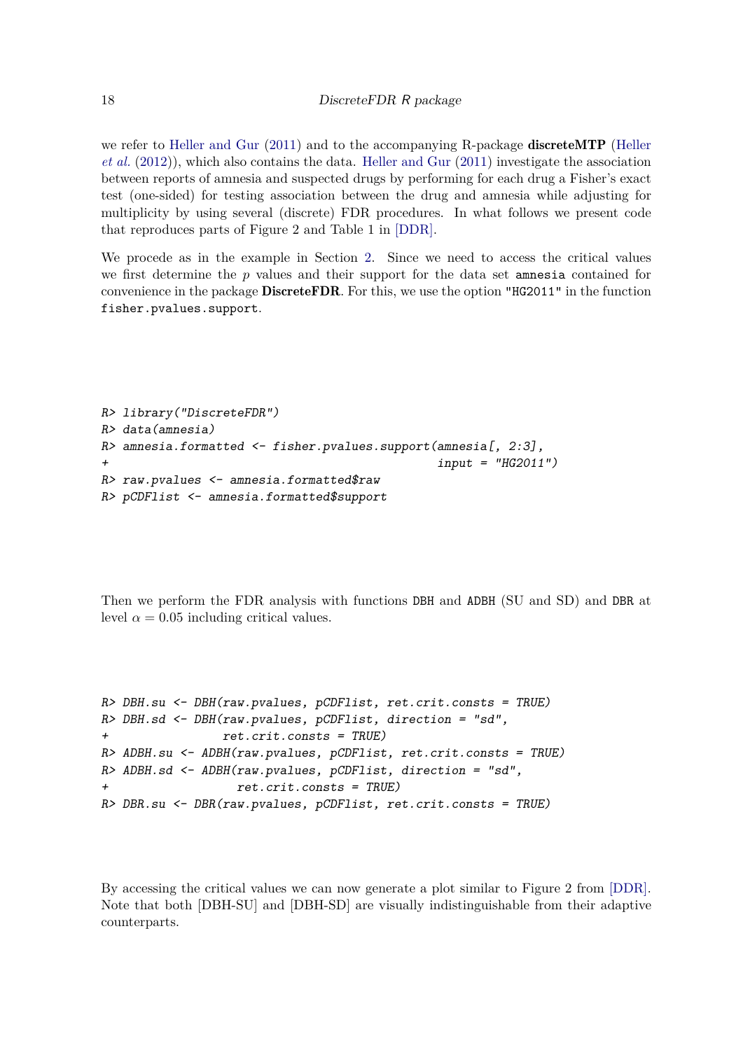we refer to Heller and Gur (2011) and to the accompanying R-package **discreteMTP** (Heller *et al.* (2012)), which also contains the data. Heller and Gur (2011) investigate the association between reports of amnesia and suspected drugs by performing for each drug a Fisher's exact test (one-sided) for testing association between the drug and amnesia while adjusting for multiplicity by using several (discrete) FDR procedures. In what follows we present code that reproduces parts of Figure 2 and Table 1 in [DDR].

We procede as in the example in Section 2. Since we need to access the critical values we first determine the $p$ values and their support for the data set `amnesia` contained for convenience in the package **DiscreteFDR**. For this, we use the option `"HG2011"` in the function `fisher.pvalues.support`.

```
R> library("DiscreteFDR")
R> data(amnesia)
R> amnesia.formatted <- fisher.pvalues.support(amnesia[, 2:3],
+                                              input = "HG2011")
R> raw.pvalues <- amnesia.formatted$raw
R> pCDFlist <- amnesia.formatted$support
```

Then we perform the FDR analysis with functions `DBH` and `ADBH` (SU and SD) and `DBR` at level $\alpha = 0.05$ including critical values.

```
R> DBH.su <- DBH(raw.pvalues, pCDFlist, ret.crit.consts = TRUE)
R> DBH.sd <- DBH(raw.pvalues, pCDFlist, direction = "sd",
+               ret.crit.consts = TRUE)
R> ADBH.su <- ADBH(raw.pvalues, pCDFlist, ret.crit.consts = TRUE)
R> ADBH.sd <- ADBH(raw.pvalues, pCDFlist, direction = "sd",
+                 ret.crit.consts = TRUE)
R> DBR.su <- DBR(raw.pvalues, pCDFlist, ret.crit.consts = TRUE)
```

By accessing the critical values we can now generate a plot similar to Figure 2 from [DDR]. Note that both [DBH-SU] and [DBH-SD] are visually indistinguishable from their adaptive counterparts.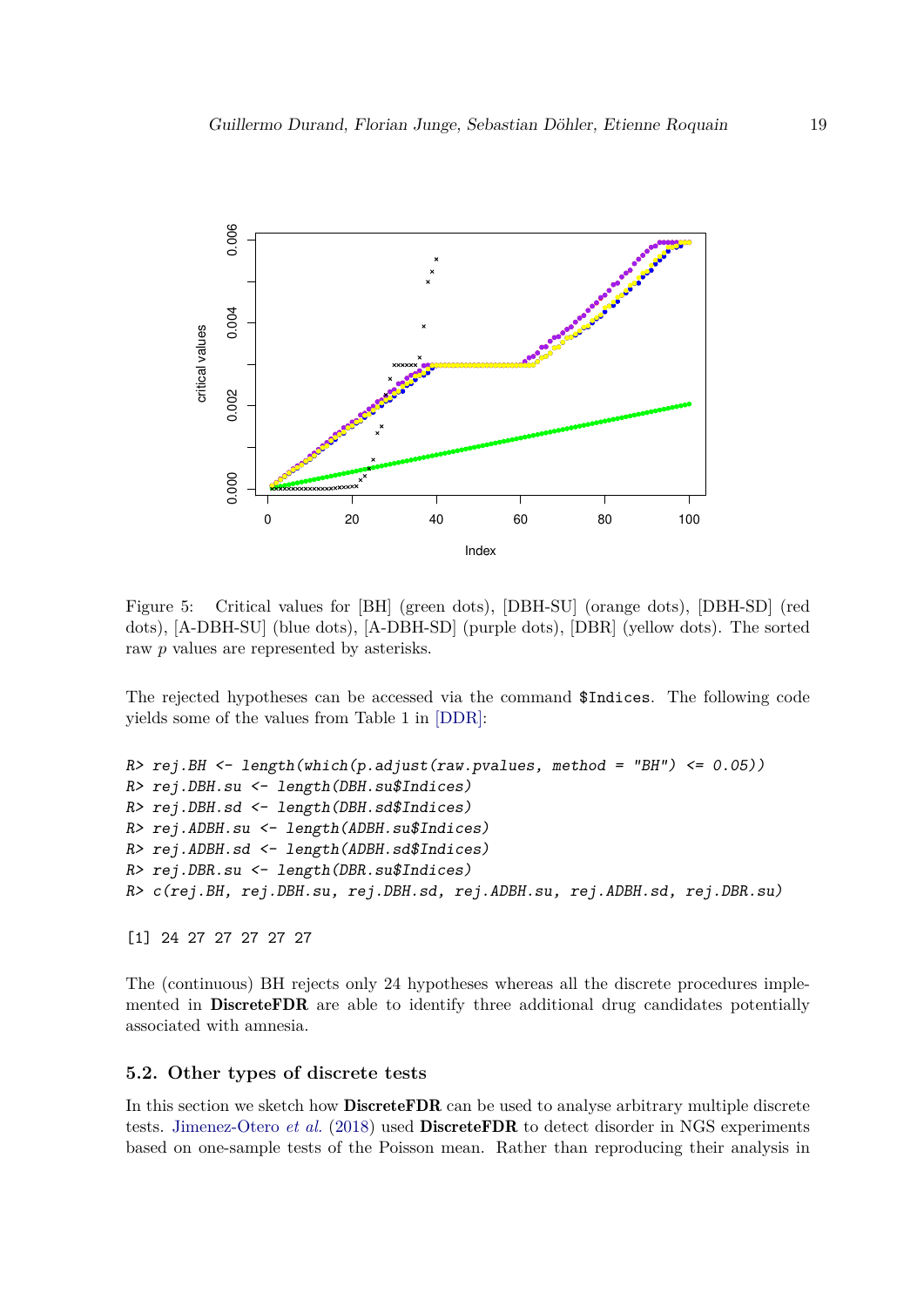Figure 5: Critical values for [BH] (green dots), [DBH-SU] (orange dots), [DBH-SD] (red dots), [A-DBH-SU] (blue dots), [A-DBH-SD] (purple dots), [DBR] (yellow dots). The sorted raw $p$ values are represented by asterisks.

The rejected hypotheses can be accessed via the command `$Indices`. The following code yields some of the values from Table 1 in [DDR]:

```
R> rej.BH <- length(which(p.adjust(raw.pvalues, method = "BH") <= 0.05))
R> rej.DBH.su <- length(DBH.su$Indices)
R> rej.DBH.sd <- length(DBH.sd$Indices)
R> rej.ADBH.su <- length(ADBH.su$Indices)
R> rej.ADBH.sd <- length(ADBH.sd$Indices)
R> rej.DBR.su <- length(DBR.su$Indices)
R> c(rej.BH, rej.DBH.su, rej.DBH.sd, rej.ADBH.su, rej.ADBH.sd, rej.DBR.su)
```

```
[1] 24 27 27 27 27 27
```

The (continuous) BH rejects only 24 hypotheses whereas all the discrete procedures implemented in **DiscreteFDR** are able to identify three additional drug candidates potentially associated with amnesia.

### 5.2. Other types of discrete tests

In this section we sketch how **DiscreteFDR** can be used to analyse arbitrary multiple discrete tests. Jimenez-Otero *et al.* (2018) used **DiscreteFDR** to detect disorder in NGS experiments based on one-sample tests of the Poisson mean. Rather than reproducing their analysis in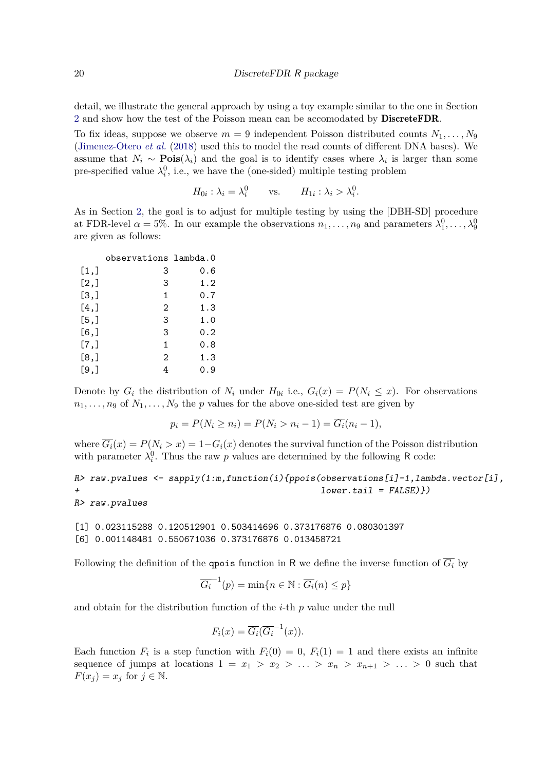detail, we illustrate the general approach by using a toy example similar to the one in Section 2 and show how the test of the Poisson mean can be accomodated by **DiscreteFDR**.

To fix ideas, suppose we observe $m = 9$ independent Poisson distributed counts $N_1, \ldots, N_9$ (Jimenez-Otero *et al.* (2018) used this to model the read counts of different DNA bases). We assume that $N_i \sim \mathbf{Pois}(\lambda_i)$ and the goal is to identify cases where $\lambda_i$ is larger than some pre-specified value $\lambda_i^0$, i.e., we have the (one-sided) multiple testing problem

$$H_{0i} : \lambda_i = \lambda_i^0 \qquad \text{vs.} \qquad H_{1i} : \lambda_i > \lambda_i^0.$$

As in Section 2, the goal is to adjust for multiple testing by using the [DBH-SD] procedure at FDR-level $\alpha = 5\%$. In our example the observations $n_1, \ldots, n_9$ and parameters $\lambda_1^0, \ldots, \lambda_9^0$ are given as follows:

```
      observations lambda.0
 [1,]            3      0.6
 [2,]            3      1.2
 [3,]            1      0.7
 [4,]            2      1.3
 [5,]            3      1.0
 [6,]            3      0.2
 [7,]            1      0.8
 [8,]            2      1.3
 [9,]            4      0.9
```

Denote by $G_i$ the distribution of $N_i$ under $H_{0i}$ i.e., $G_i(x) = P(N_i \leq x)$. For observations $n_1, \ldots, n_9$ of $N_1, \ldots, N_9$ the $p$ values for the above one-sided test are given by

$$p_i = P(N_i \geq n_i) = P(N_i > n_i - 1) = \overline{G_i}(n_i - 1),$$

where $\overline{G_i}(x) = P(N_i > x) = 1 - G_i(x)$ denotes the survival function of the Poisson distribution with parameter $\lambda_i^0$. Thus the raw $p$ values are determined by the following R code:

```
R> raw.pvalues <- sapply(1:m,function(i){ppois(observations[i]-1,lambda.vector[i],
+                                          lower.tail = FALSE)})
R> raw.pvalues
```

```
[1] 0.023115288 0.120512901 0.503414696 0.373176876 0.080301397
[6] 0.001148481 0.550671036 0.373176876 0.013458721
```

Following the definition of the `qpois` function in R we define the inverse function of $\overline{G_i}$ by

$$\overline{G_i}^{-1}(p) = \min\{n \in \mathbb{N} : \overline{G_i}(n) \leq p\}$$

and obtain for the distribution function of the $i$-th $p$ value under the null

$$F_i(x) = \overline{G_i}(\overline{G_i}^{-1}(x)).$$

Each function $F_i$ is a step function with $F_i(0) = 0$, $F_i(1) = 1$ and there exists an infinite sequence of jumps at locations $1 = x_1 > x_2 > \ldots > x_n > x_{n+1} > \ldots > 0$ such that $F(x_j) = x_j$ for $j \in \mathbb{N}$.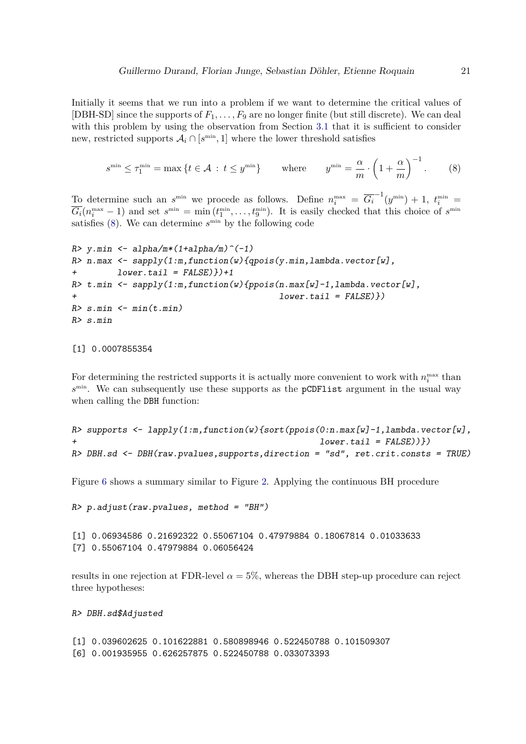Initially it seems that we run into a problem if we want to determine the critical values of [DBH-SD] since the supports of $F_1, \ldots, F_9$ are no longer finite (but still discrete). We can deal with this problem by using the observation from Section 3.1 that it is sufficient to consider new, restricted supports $\mathcal{A}_i \cap [s^{\min}, 1]$ where the lower threshold satisfies

$$s^{\min} \leq \tau_1^{\min} = \max\left\{t \in \mathcal{A} \,:\, t \leq y^{\min}\right\} \qquad \text{where} \qquad y^{\min} = \frac{\alpha}{m} \cdot \left(1 + \frac{\alpha}{m}\right)^{-1}. \tag{8}$$

To determine such an $s^{\min}$ we procede as follows. Define $n_i^{\max} = \overline{G_i}^{-1}(y^{\min}) + 1$, $t_i^{\min} = \overline{G_i}(n_i^{\max} - 1)$ and set $s^{\min} = \min\left(t_1^{\min}, \ldots, t_9^{\min}\right)$. It is easily checked that this choice of $s^{\min}$ satisfies (8). We can determine $s^{\min}$ by the following code

```
R> y.min <- alpha/m*(1+alpha/m)^(-1)
R> n.max <- sapply(1:m,function(w){qpois(y.min,lambda.vector[w],
+        lower.tail = FALSE)})+1
R> t.min <- sapply(1:m,function(w){ppois(n.max[w]-1,lambda.vector[w],
+                                        lower.tail = FALSE)})
R> s.min <- min(t.min)
R> s.min
```

```
[1] 0.0007855354
```

For determining the restricted supports it is actually more convenient to work with $n_i^{\max}$ than $s^{\min}$. We can subsequently use these supports as the `pCDFlist` argument in the usual way when calling the `DBH` function:

```
R> supports <- lapply(1:m,function(w){sort(ppois(0:n.max[w]-1,lambda.vector[w],
+                                                lower.tail = FALSE))})
R> DBH.sd <- DBH(raw.pvalues,supports,direction = "sd", ret.crit.consts = TRUE)
```

Figure 6 shows a summary similar to Figure 2. Applying the continuous BH procedure

```
R> p.adjust(raw.pvalues, method = "BH")
```

```
[1] 0.06934586 0.21692322 0.55067104 0.47979884 0.18067814 0.01033633
[7] 0.55067104 0.47979884 0.06056424
```

results in one rejection at FDR-level $\alpha = 5\%$, whereas the DBH step-up procedure can reject three hypotheses:

```
R> DBH.sd$Adjusted
```

```
[1] 0.039602625 0.101622881 0.580898946 0.522450788 0.101509307
[6] 0.001935955 0.626257875 0.522450788 0.033073393
```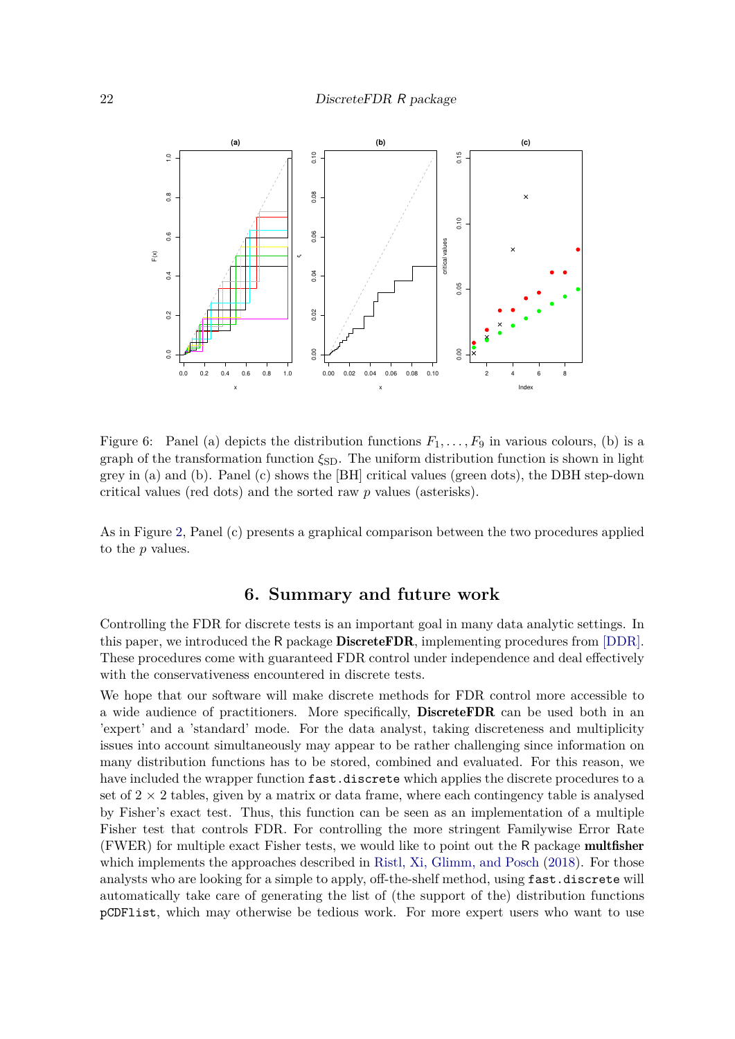Figure 6: Panel (a) depicts the distribution functions $F_1, \ldots, F_9$ in various colours, (b) is a graph of the transformation function $\xi_{\text{SD}}$. The uniform distribution function is shown in light grey in (a) and (b). Panel (c) shows the [BH] critical values (green dots), the DBH step-down critical values (red dots) and the sorted raw $p$ values (asterisks).

As in Figure 2, Panel (c) presents a graphical comparison between the two procedures applied to the $p$ values.

## 6. Summary and future work

Controlling the FDR for discrete tests is an important goal in many data analytic settings. In this paper, we introduced the R package **DiscreteFDR**, implementing procedures from [DDR]. These procedures come with guaranteed FDR control under independence and deal effectively with the conservativeness encountered in discrete tests.

We hope that our software will make discrete methods for FDR control more accessible to a wide audience of practitioners. More specifically, **DiscreteFDR** can be used both in an 'expert' and a 'standard' mode. For the data analyst, taking discreteness and multiplicity issues into account simultaneously may appear to be rather challenging since information on many distribution functions has to be stored, combined and evaluated. For this reason, we have included the wrapper function `fast.discrete` which applies the discrete procedures to a set of $2 \times 2$ tables, given by a matrix or data frame, where each contingency table is analysed by Fisher's exact test. Thus, this function can be seen as an implementation of a multiple Fisher test that controls FDR. For controlling the more stringent Familywise Error Rate (FWER) for multiple exact Fisher tests, we would like to point out the R package **multfisher** which implements the approaches described in Ristl, Xi, Glimm, and Posch (2018). For those analysts who are looking for a simple to apply, off-the-shelf method, using `fast.discrete` will automatically take care of generating the list of (the support of the) distribution functions `pCDFlist`, which may otherwise be tedious work. For more expert users who want to use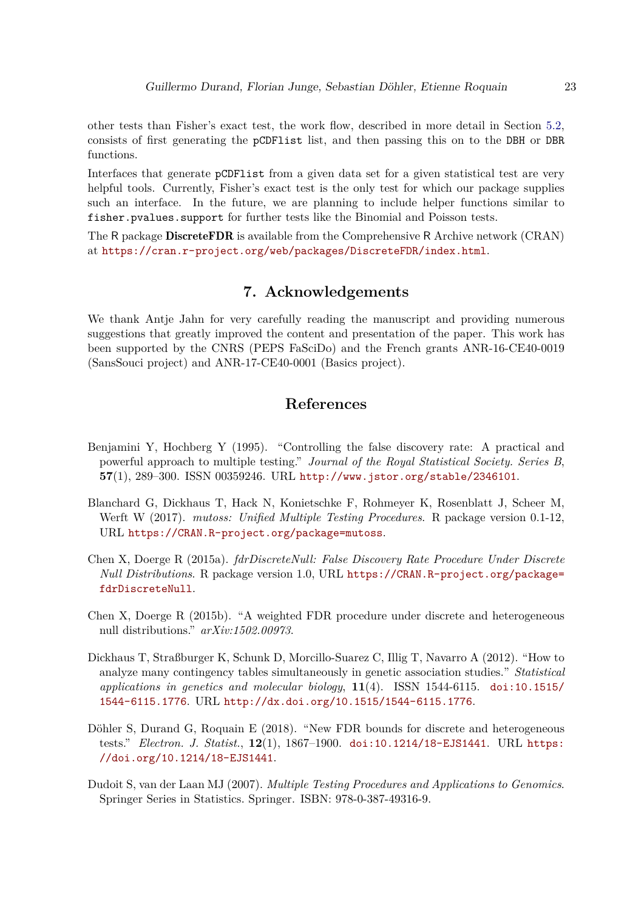other tests than Fisher's exact test, the work flow, described in more detail in Section 5.2, consists of first generating the `pCDFlist` list, and then passing this on to the `DBH` or `DBR` functions.

Interfaces that generate `pCDFlist` from a given data set for a given statistical test are very helpful tools. Currently, Fisher's exact test is the only test for which our package supplies such an interface. In the future, we are planning to include helper functions similar to `fisher.pvalues.support` for further tests like the Binomial and Poisson tests.

The R package **DiscreteFDR** is available from the Comprehensive R Archive network (CRAN) at https://cran.r-project.org/web/packages/DiscreteFDR/index.html.

# 7. Acknowledgements

We thank Antje Jahn for very carefully reading the manuscript and providing numerous suggestions that greatly improved the content and presentation of the paper. This work has been supported by the CNRS (PEPS FaSciDo) and the French grants ANR-16-CE40-0019 (SansSouci project) and ANR-17-CE40-0001 (Basics project).

# References

Benjamini Y, Hochberg Y (1995). "Controlling the false discovery rate: A practical and powerful approach to multiple testing." *Journal of the Royal Statistical Society. Series B*, **57**(1), 289–300. ISSN 00359246. URL http://www.jstor.org/stable/2346101.

Blanchard G, Dickhaus T, Hack N, Konietschke F, Rohmeyer K, Rosenblatt J, Scheer M, Werft W (2017). *mutoss: Unified Multiple Testing Procedures*. R package version 0.1-12, URL https://CRAN.R-project.org/package=mutoss.

Chen X, Doerge R (2015a). *fdrDiscreteNull: False Discovery Rate Procedure Under Discrete Null Distributions*. R package version 1.0, URL https://CRAN.R-project.org/package=fdrDiscreteNull.

Chen X, Doerge R (2015b). "A weighted FDR procedure under discrete and heterogeneous null distributions." *arXiv:1502.00973*.

Dickhaus T, Straßburger K, Schunk D, Morcillo-Suarez C, Illig T, Navarro A (2012). "How to analyze many contingency tables simultaneously in genetic association studies." *Statistical applications in genetics and molecular biology*, **11**(4). ISSN 1544-6115. doi:10.1515/1544-6115.1776. URL http://dx.doi.org/10.1515/1544-6115.1776.

Döhler S, Durand G, Roquain E (2018). "New FDR bounds for discrete and heterogeneous tests." *Electron. J. Statist.*, **12**(1), 1867–1900. doi:10.1214/18-EJS1441. URL https://doi.org/10.1214/18-EJS1441.

Dudoit S, van der Laan MJ (2007). *Multiple Testing Procedures and Applications to Genomics*. Springer Series in Statistics. Springer. ISBN: 978-0-387-49316-9.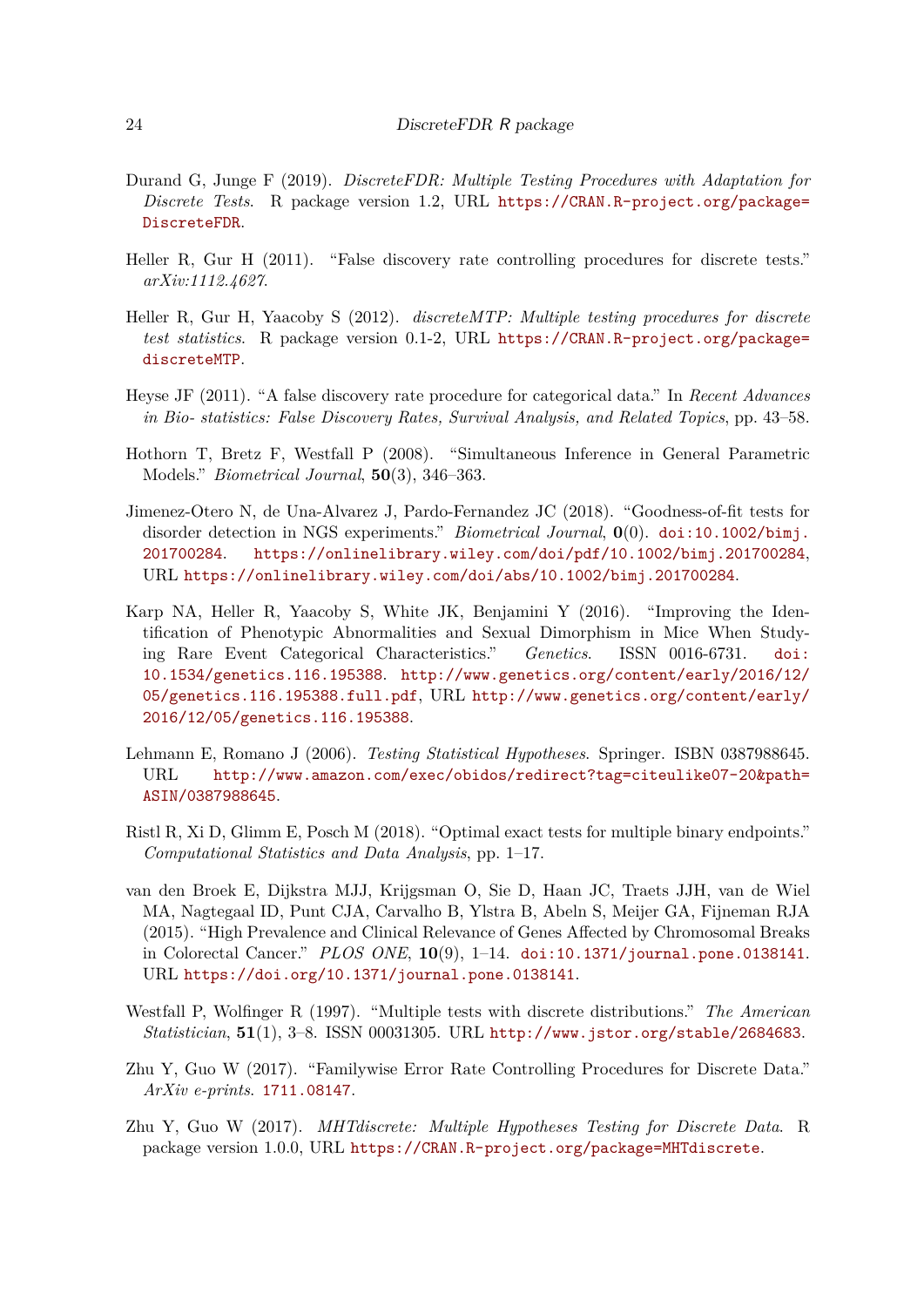Durand G, Junge F (2019). *DiscreteFDR: Multiple Testing Procedures with Adaptation for Discrete Tests*. R package version 1.2, URL https://CRAN.R-project.org/package=DiscreteFDR.

Heller R, Gur H (2011). "False discovery rate controlling procedures for discrete tests." *arXiv:1112.4627*.

Heller R, Gur H, Yaacoby S (2012). *discreteMTP: Multiple testing procedures for discrete test statistics*. R package version 0.1-2, URL https://CRAN.R-project.org/package=discreteMTP.

Heyse JF (2011). "A false discovery rate procedure for categorical data." In *Recent Advances in Bio- statistics: False Discovery Rates, Survival Analysis, and Related Topics*, pp. 43–58.

Hothorn T, Bretz F, Westfall P (2008). "Simultaneous Inference in General Parametric Models." *Biometrical Journal*, **50**(3), 346–363.

Jimenez-Otero N, de Una-Alvarez J, Pardo-Fernandez JC (2018). "Goodness-of-fit tests for disorder detection in NGS experiments." *Biometrical Journal*, **0**(0). doi:10.1002/bimj.201700284. https://onlinelibrary.wiley.com/doi/pdf/10.1002/bimj.201700284, URL https://onlinelibrary.wiley.com/doi/abs/10.1002/bimj.201700284.

Karp NA, Heller R, Yaacoby S, White JK, Benjamini Y (2016). "Improving the Identification of Phenotypic Abnormalities and Sexual Dimorphism in Mice When Studying Rare Event Categorical Characteristics." *Genetics*. ISSN 0016-6731. doi:10.1534/genetics.116.195388. http://www.genetics.org/content/early/2016/12/05/genetics.116.195388.full.pdf, URL http://www.genetics.org/content/early/2016/12/05/genetics.116.195388.

Lehmann E, Romano J (2006). *Testing Statistical Hypotheses*. Springer. ISBN 0387988645. URL http://www.amazon.com/exec/obidos/redirect?tag=citeulike07-20&path=ASIN/0387988645.

Ristl R, Xi D, Glimm E, Posch M (2018). "Optimal exact tests for multiple binary endpoints." *Computational Statistics and Data Analysis*, pp. 1–17.

van den Broek E, Dijkstra MJJ, Krijgsman O, Sie D, Haan JC, Traets JJH, van de Wiel MA, Nagtegaal ID, Punt CJA, Carvalho B, Ylstra B, Abeln S, Meijer GA, Fijneman RJA (2015). "High Prevalence and Clinical Relevance of Genes Affected by Chromosomal Breaks in Colorectal Cancer." *PLOS ONE*, **10**(9), 1–14. doi:10.1371/journal.pone.0138141. URL https://doi.org/10.1371/journal.pone.0138141.

Westfall P, Wolfinger R (1997). "Multiple tests with discrete distributions." *The American Statistician*, **51**(1), 3–8. ISSN 00031305. URL http://www.jstor.org/stable/2684683.

Zhu Y, Guo W (2017). "Familywise Error Rate Controlling Procedures for Discrete Data." *ArXiv e-prints*. 1711.08147.

Zhu Y, Guo W (2017). *MHTdiscrete: Multiple Hypotheses Testing for Discrete Data*. R package version 1.0.0, URL https://CRAN.R-project.org/package=MHTdiscrete.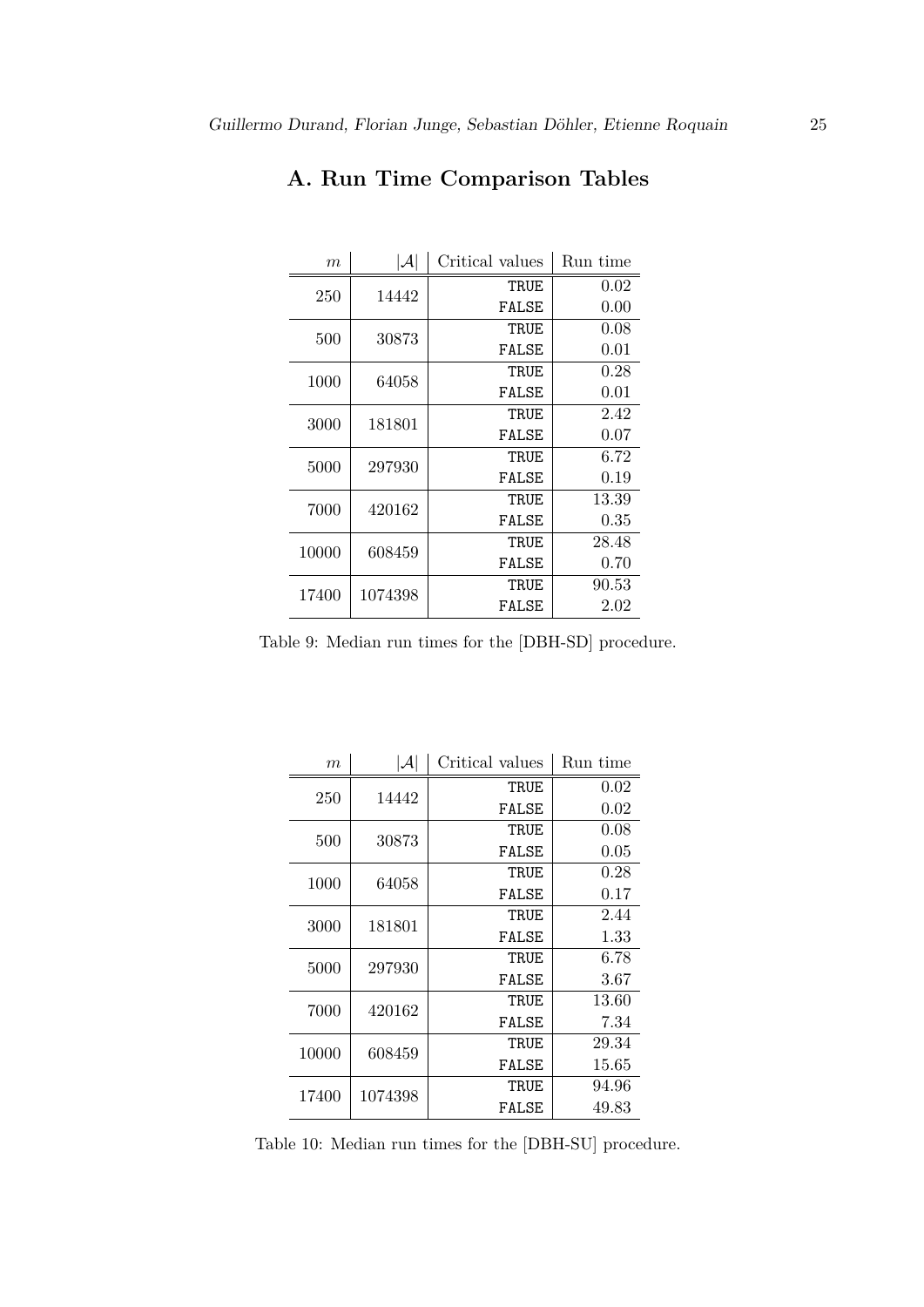# A. Run Time Comparison Tables

| $m$ | $\|\mathcal{A}\|$ | Critical values | Run time |
|---|---|---|---|
| 250 | 14442 | TRUE | 0.02 |
| | | FALSE | 0.00 |
| 500 | 30873 | TRUE | 0.08 |
| | | FALSE | 0.01 |
| 1000 | 64058 | TRUE | 0.28 |
| | | FALSE | 0.01 |
| 3000 | 181801 | TRUE | 2.42 |
| | | FALSE | 0.07 |
| 5000 | 297930 | TRUE | 6.72 |
| | | FALSE | 0.19 |
| 7000 | 420162 | TRUE | 13.39 |
| | | FALSE | 0.35 |
| 10000 | 608459 | TRUE | 28.48 |
| | | FALSE | 0.70 |
| 17400 | 1074398 | TRUE | 90.53 |
| | | FALSE | 2.02 |

Table 9: Median run times for the [DBH-SD] procedure.

| $m$ | $\|\mathcal{A}\|$ | Critical values | Run time |
|---|---|---|---|
| 250 | 14442 | TRUE | 0.02 |
| | | FALSE | 0.02 |
| 500 | 30873 | TRUE | 0.08 |
| | | FALSE | 0.05 |
| 1000 | 64058 | TRUE | 0.28 |
| | | FALSE | 0.17 |
| 3000 | 181801 | TRUE | 2.44 |
| | | FALSE | 1.33 |
| 5000 | 297930 | TRUE | 6.78 |
| | | FALSE | 3.67 |
| 7000 | 420162 | TRUE | 13.60 |
| | | FALSE | 7.34 |
| 10000 | 608459 | TRUE | 29.34 |
| | | FALSE | 15.65 |
| 17400 | 1074398 | TRUE | 94.96 |
| | | FALSE | 49.83 |

Table 10: Median run times for the [DBH-SU] procedure.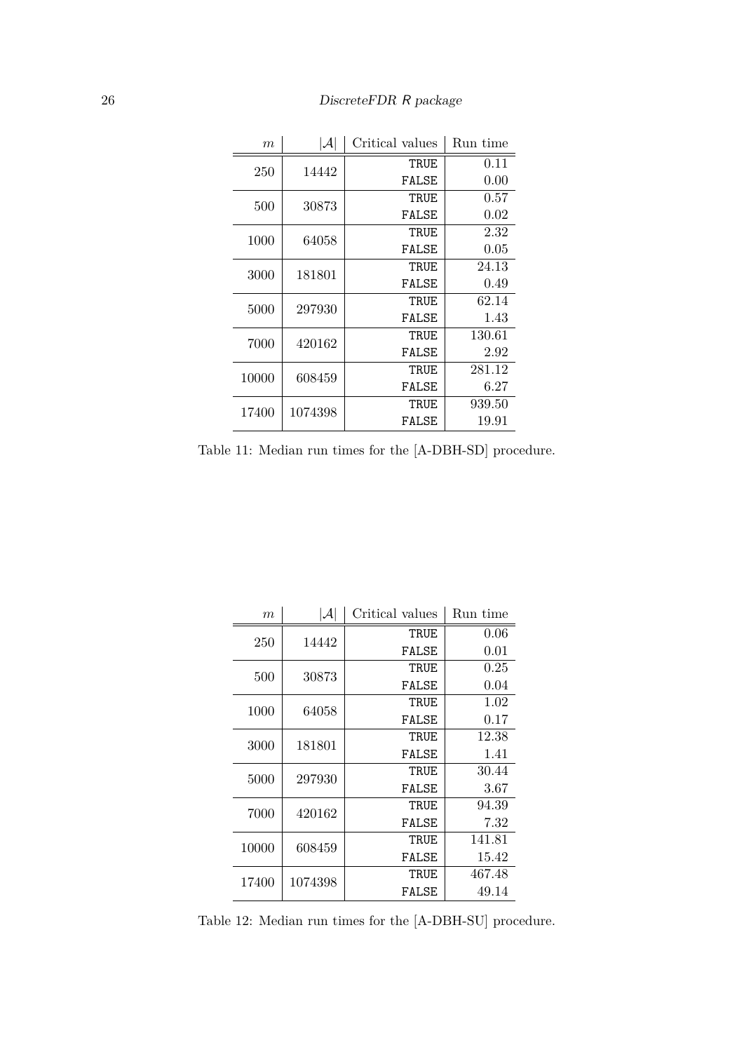| $m$ | $\|\mathcal{A}\|$ | Critical values | Run time |
|---|---|---|---|
| 250 | 14442 | TRUE | 0.11 |
| | | FALSE | 0.00 |
| 500 | 30873 | TRUE | 0.57 |
| | | FALSE | 0.02 |
| 1000 | 64058 | TRUE | 2.32 |
| | | FALSE | 0.05 |
| 3000 | 181801 | TRUE | 24.13 |
| | | FALSE | 0.49 |
| 5000 | 297930 | TRUE | 62.14 |
| | | FALSE | 1.43 |
| 7000 | 420162 | TRUE | 130.61 |
| | | FALSE | 2.92 |
| 10000 | 608459 | TRUE | 281.12 |
| | | FALSE | 6.27 |
| 17400 | 1074398 | TRUE | 939.50 |
| | | FALSE | 19.91 |

Table 11: Median run times for the [A-DBH-SD] procedure.

| $m$ | $\|\mathcal{A}\|$ | Critical values | Run time |
|---|---|---|---|
| 250 | 14442 | TRUE | 0.06 |
| | | FALSE | 0.01 |
| 500 | 30873 | TRUE | 0.25 |
| | | FALSE | 0.04 |
| 1000 | 64058 | TRUE | 1.02 |
| | | FALSE | 0.17 |
| 3000 | 181801 | TRUE | 12.38 |
| | | FALSE | 1.41 |
| 5000 | 297930 | TRUE | 30.44 |
| | | FALSE | 3.67 |
| 7000 | 420162 | TRUE | 94.39 |
| | | FALSE | 7.32 |
| 10000 | 608459 | TRUE | 141.81 |
| | | FALSE | 15.42 |
| 17400 | 1074398 | TRUE | 467.48 |
| | | FALSE | 49.14 |

Table 12: Median run times for the [A-DBH-SU] procedure.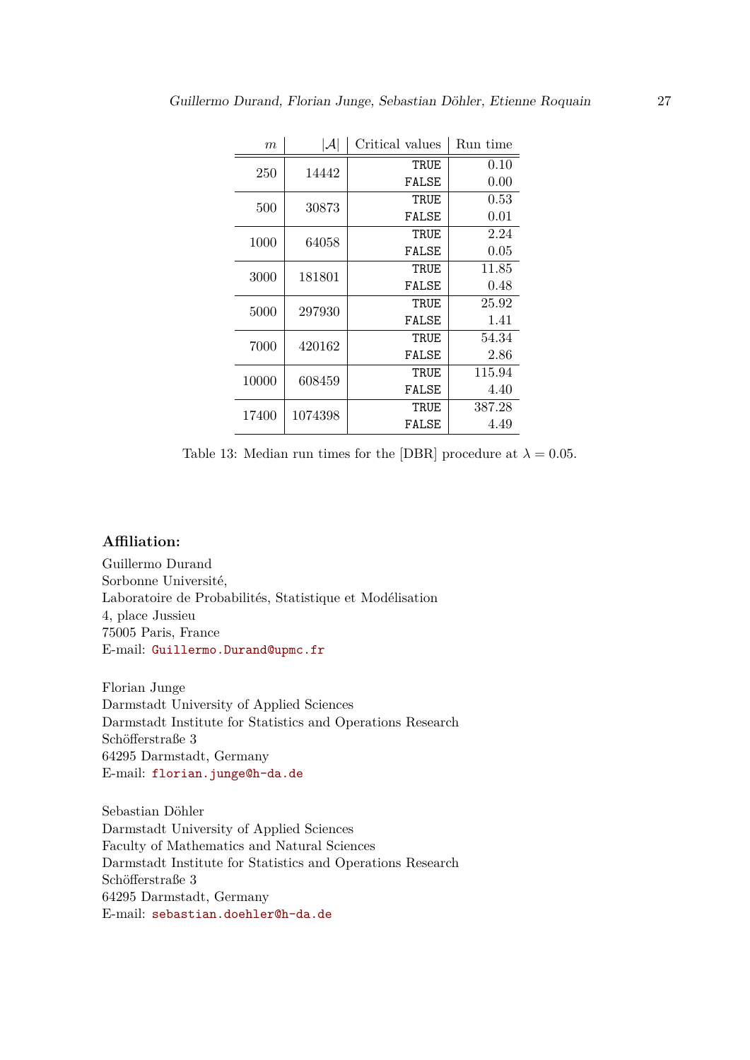| $m$ | $\|\mathcal{A}\|$ | Critical values | Run time |
|---|---|---|---|
| 250 | 14442 | `TRUE` | 0.10 |
| | | `FALSE` | 0.00 |
| 500 | 30873 | `TRUE` | 0.53 |
| | | `FALSE` | 0.01 |
| 1000 | 64058 | `TRUE` | 2.24 |
| | | `FALSE` | 0.05 |
| 3000 | 181801 | `TRUE` | 11.85 |
| | | `FALSE` | 0.48 |
| 5000 | 297930 | `TRUE` | 25.92 |
| | | `FALSE` | 1.41 |
| 7000 | 420162 | `TRUE` | 54.34 |
| | | `FALSE` | 2.86 |
| 10000 | 608459 | `TRUE` | 115.94 |
| | | `FALSE` | 4.40 |
| 17400 | 1074398 | `TRUE` | 387.28 |
| | | `FALSE` | 4.49 |

Table 13: Median run times for the [DBR] procedure at $\lambda = 0.05$.

**Affiliation:**

Guillermo Durand
Sorbonne Université,
Laboratoire de Probabilités, Statistique et Modélisation
4, place Jussieu
75005 Paris, France
E-mail: Guillermo.Durand@upmc.fr

Florian Junge
Darmstadt University of Applied Sciences
Darmstadt Institute for Statistics and Operations Research
Schöfferstraße 3
64295 Darmstadt, Germany
E-mail: florian.junge@h-da.de

Sebastian Döhler
Darmstadt University of Applied Sciences
Faculty of Mathematics and Natural Sciences
Darmstadt Institute for Statistics and Operations Research
Schöfferstraße 3
64295 Darmstadt, Germany
E-mail: sebastian.doehler@h-da.de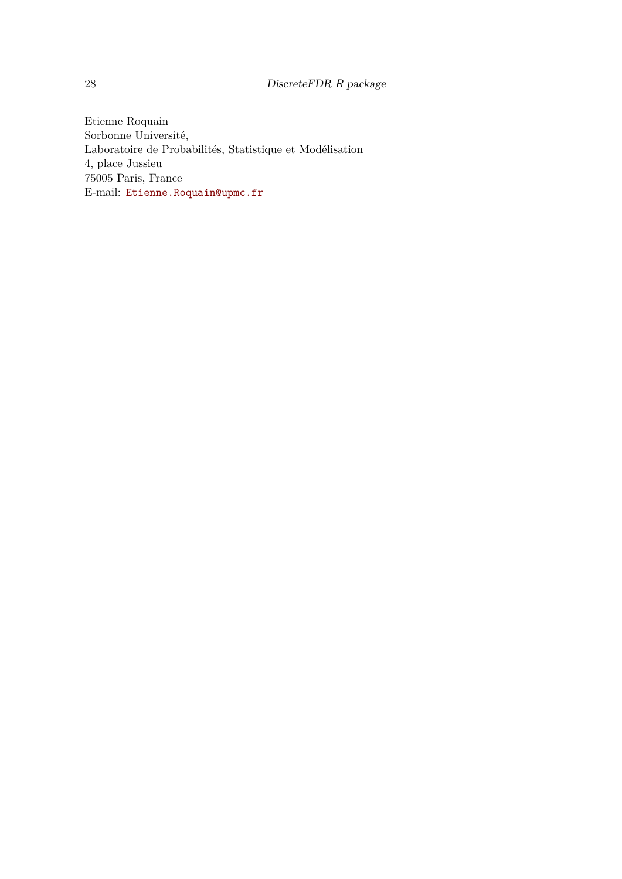Etienne Roquain
Sorbonne Université,
Laboratoire de Probabilités, Statistique et Modélisation
4, place Jussieu
75005 Paris, France
E-mail: Etienne.Roquain@upmc.fr